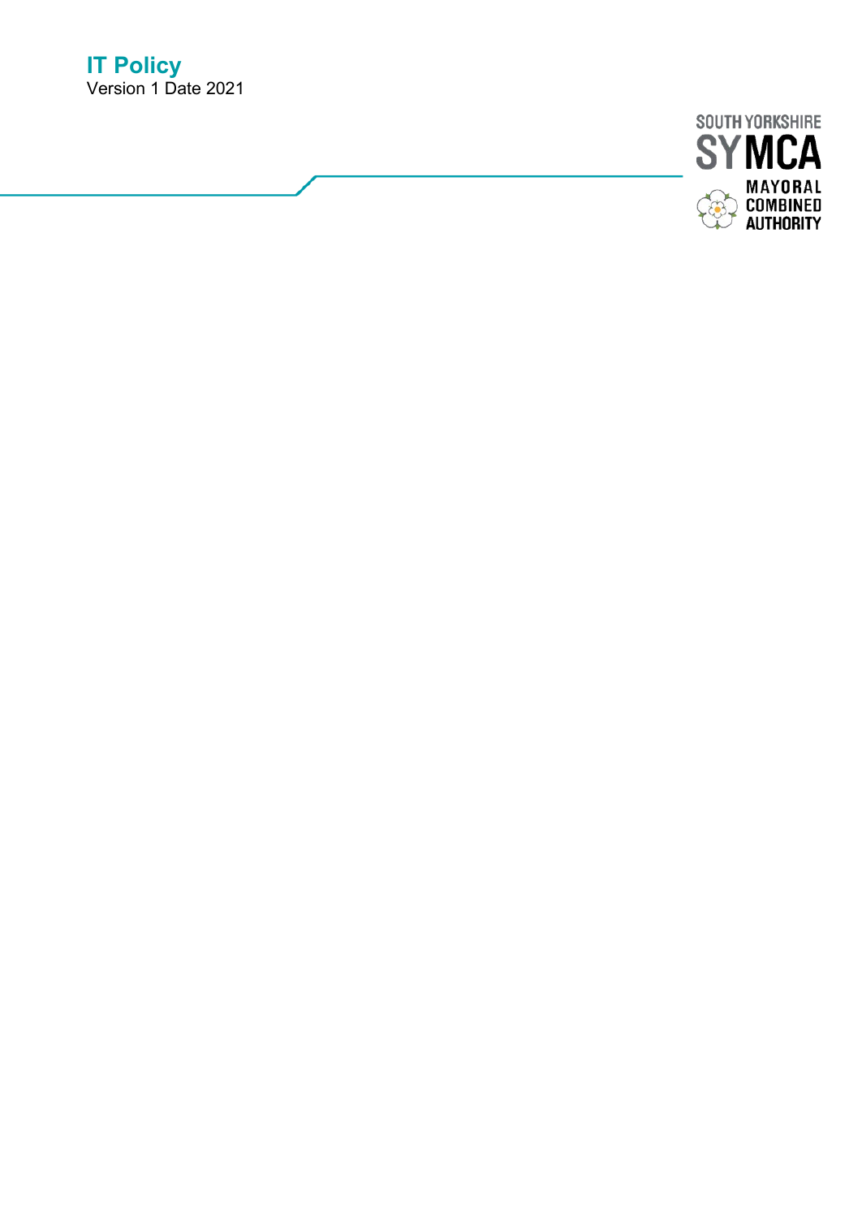# IT Policy

Version 1 Date 2021

SOUTH YORKSHIRE
SYMCA
MAYORAL
COMBINED
AUTHORITY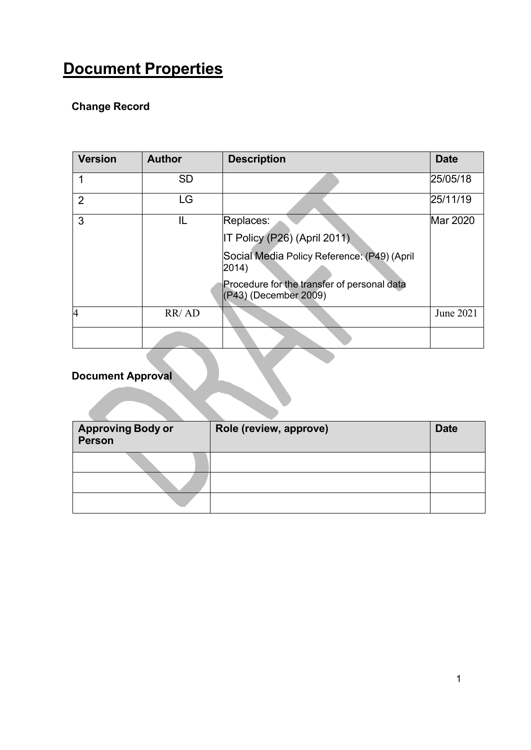# Document Properties

### Change Record

| Version | Author | Description | Date |
|---|---|---|---|
| 1 | SD | | 25/05/18 |
| 2 | LG | | 25/11/19 |
| 3 | IL | Replaces:<br>IT Policy (P26) (April 2011)<br>Social Media Policy Reference: (P49) (April 2014)<br>Procedure for the transfer of personal data (P43) (December 2009) | Mar 2020 |
| 4 | RR/ AD | | June 2021 |
| | | | |

### Document Approval

| Approving Body or Person | Role (review, approve) | Date |
|---|---|---|
| | | |
| | | |
| | | |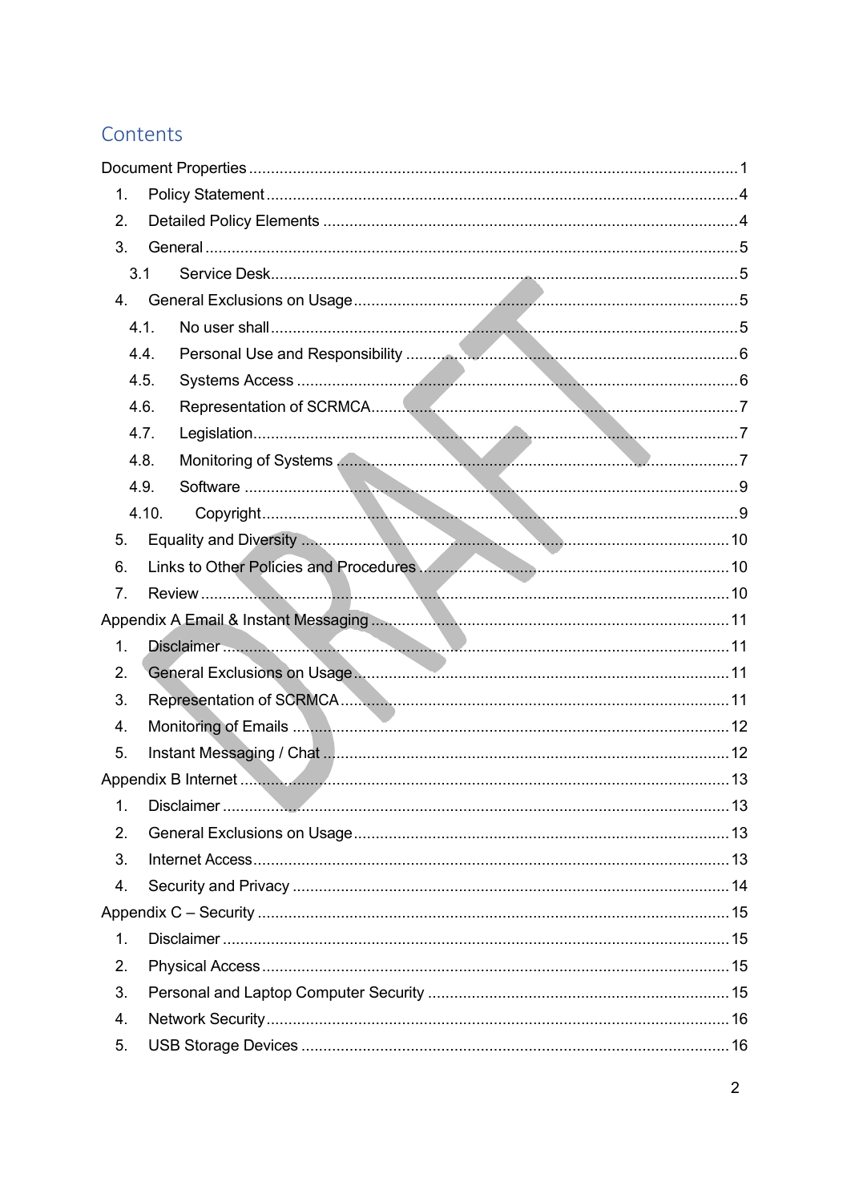# Contents

Document Properties ........................................................................................... 1

1. Policy Statement ........................................................................................... 4
2. Detailed Policy Elements ........................................................................................... 4
3. General ........................................................................................... 5
   - 3.1 Service Desk ........................................................................................... 5
4. General Exclusions on Usage ........................................................................................... 5
   - 4.1. No user shall ........................................................................................... 5
   - 4.4. Personal Use and Responsibility ........................................................................................... 6
   - 4.5. Systems Access ........................................................................................... 6
   - 4.6. Representation of SCRMCA ........................................................................................... 7
   - 4.7. Legislation ........................................................................................... 7
   - 4.8. Monitoring of Systems ........................................................................................... 7
   - 4.9. Software ........................................................................................... 9
   - 4.10. Copyright ........................................................................................... 9
5. Equality and Diversity ........................................................................................... 10
6. Links to Other Policies and Procedures ........................................................................................... 10
7. Review ........................................................................................... 10

Appendix A Email & Instant Messaging ........................................................................................... 11

1. Disclaimer ........................................................................................... 11
2. General Exclusions on Usage ........................................................................................... 11
3. Representation of SCRMCA ........................................................................................... 11
4. Monitoring of Emails ........................................................................................... 12
5. Instant Messaging / Chat ........................................................................................... 12

Appendix B Internet ........................................................................................... 13

1. Disclaimer ........................................................................................... 13
2. General Exclusions on Usage ........................................................................................... 13
3. Internet Access ........................................................................................... 13
4. Security and Privacy ........................................................................................... 14

Appendix C – Security ........................................................................................... 15

1. Disclaimer ........................................................................................... 15
2. Physical Access ........................................................................................... 15
3. Personal and Laptop Computer Security ........................................................................................... 15
4. Network Security ........................................................................................... 16
5. USB Storage Devices ........................................................................................... 16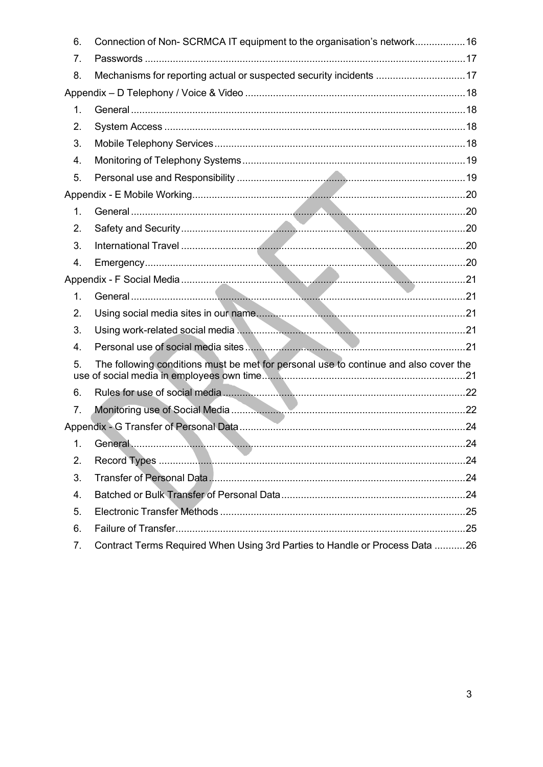6. Connection of Non- SCRMCA IT equipment to the organisation's network..................16
7. Passwords ..................................................................................................................17
8. Mechanisms for reporting actual or suspected security incidents ................................17

Appendix – D Telephony / Voice & Video ..............................................................................18

1. General .......................................................................................................................18
2. System Access ...........................................................................................................18
3. Mobile Telephony Services .........................................................................................18
4. Monitoring of Telephony Systems ...............................................................................19
5. Personal use and Responsibility .................................................................................19

Appendix - E Mobile Working.................................................................................................20

1. General .......................................................................................................................20
2. Safety and Security.....................................................................................................20
3. International Travel .....................................................................................................20
4. Emergency..................................................................................................................20

Appendix - F Social Media .....................................................................................................21

1. General .......................................................................................................................21
2. Using social media sites in our name..........................................................................21
3. Using work-related social media .................................................................................21
4. Personal use of social media sites ..............................................................................21
5. The following conditions must be met for personal use to continue and also cover the use of social media in employees own time........................................................................21
6. Rules for use of social media ......................................................................................22
7. Monitoring use of Social Media ...................................................................................22

Appendix - G Transfer of Personal Data.................................................................................24

1. General .......................................................................................................................24
2. Record Types .............................................................................................................24
3. Transfer of Personal Data...........................................................................................24
4. Batched or Bulk Transfer of Personal Data.................................................................24
5. Electronic Transfer Methods .......................................................................................25
6. Failure of Transfer.......................................................................................................25
7. Contract Terms Required When Using 3rd Parties to Handle or Process Data ...........26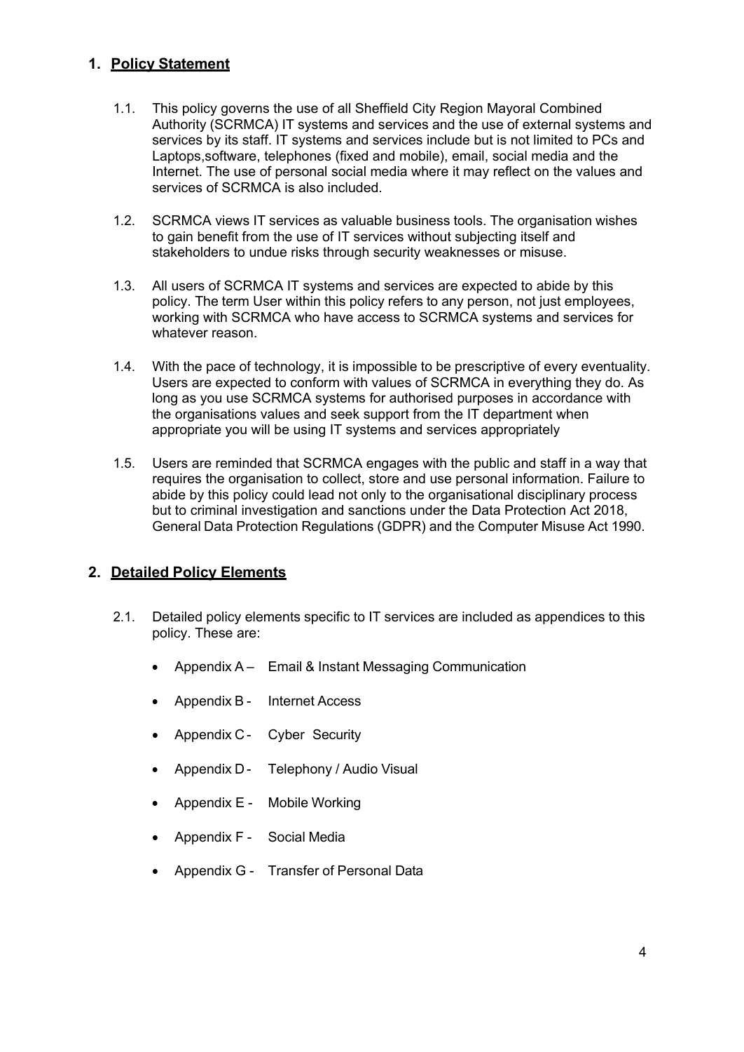## 1. Policy Statement

1.1. This policy governs the use of all Sheffield City Region Mayoral Combined Authority (SCRMCA) IT systems and services and the use of external systems and services by its staff. IT systems and services include but is not limited to PCs and Laptops,software, telephones (fixed and mobile), email, social media and the Internet. The use of personal social media where it may reflect on the values and services of SCRMCA is also included.

1.2. SCRMCA views IT services as valuable business tools. The organisation wishes to gain benefit from the use of IT services without subjecting itself and stakeholders to undue risks through security weaknesses or misuse.

1.3. All users of SCRMCA IT systems and services are expected to abide by this policy. The term User within this policy refers to any person, not just employees, working with SCRMCA who have access to SCRMCA systems and services for whatever reason.

1.4. With the pace of technology, it is impossible to be prescriptive of every eventuality. Users are expected to conform with values of SCRMCA in everything they do. As long as you use SCRMCA systems for authorised purposes in accordance with the organisations values and seek support from the IT department when appropriate you will be using IT systems and services appropriately

1.5. Users are reminded that SCRMCA engages with the public and staff in a way that requires the organisation to collect, store and use personal information. Failure to abide by this policy could lead not only to the organisational disciplinary process but to criminal investigation and sanctions under the Data Protection Act 2018, General Data Protection Regulations (GDPR) and the Computer Misuse Act 1990.

## 2. Detailed Policy Elements

2.1. Detailed policy elements specific to IT services are included as appendices to this policy. These are:

- Appendix A – Email & Instant Messaging Communication
- Appendix B - Internet Access
- Appendix C - Cyber Security
- Appendix D - Telephony / Audio Visual
- Appendix E - Mobile Working
- Appendix F - Social Media
- Appendix G - Transfer of Personal Data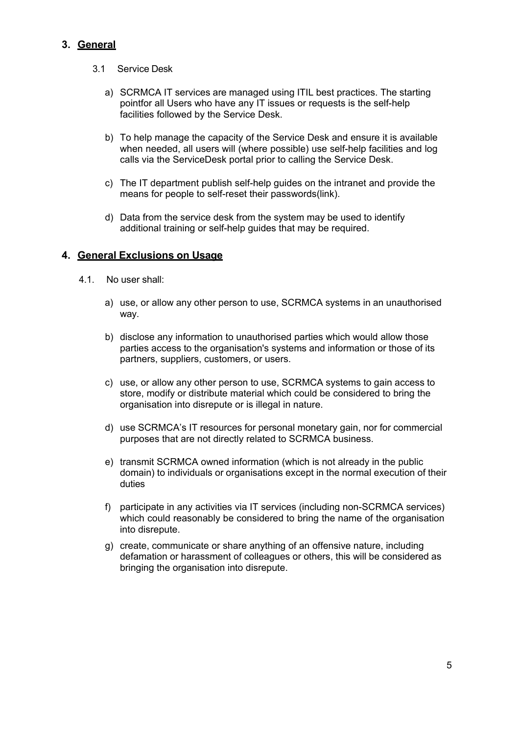## 3. General

### 3.1 Service Desk

a) SCRMCA IT services are managed using ITIL best practices. The starting pointfor all Users who have any IT issues or requests is the self-help facilities followed by the Service Desk.

b) To help manage the capacity of the Service Desk and ensure it is available when needed, all users will (where possible) use self-help facilities and log calls via the ServiceDesk portal prior to calling the Service Desk.

c) The IT department publish self-help guides on the intranet and provide the means for people to self-reset their passwords(link).

d) Data from the service desk from the system may be used to identify additional training or self-help guides that may be required.

## 4. General Exclusions on Usage

4.1. No user shall:

a) use, or allow any other person to use, SCRMCA systems in an unauthorised way.

b) disclose any information to unauthorised parties which would allow those parties access to the organisation's systems and information or those of its partners, suppliers, customers, or users.

c) use, or allow any other person to use, SCRMCA systems to gain access to store, modify or distribute material which could be considered to bring the organisation into disrepute or is illegal in nature.

d) use SCRMCA's IT resources for personal monetary gain, nor for commercial purposes that are not directly related to SCRMCA business.

e) transmit SCRMCA owned information (which is not already in the public domain) to individuals or organisations except in the normal execution of their duties

f) participate in any activities via IT services (including non-SCRMCA services) which could reasonably be considered to bring the name of the organisation into disrepute.

g) create, communicate or share anything of an offensive nature, including defamation or harassment of colleagues or others, this will be considered as bringing the organisation into disrepute.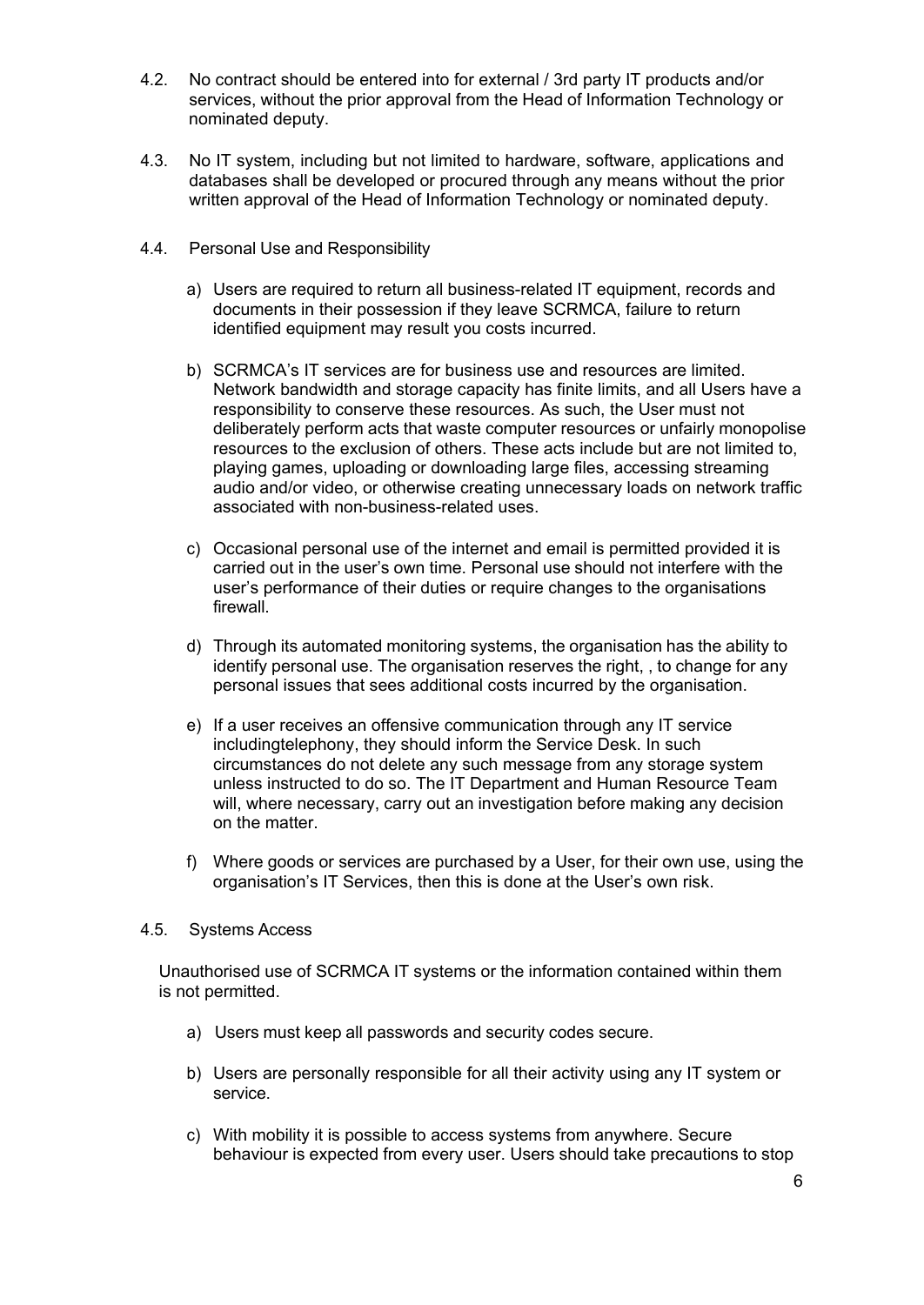4.2. No contract should be entered into for external / 3rd party IT products and/or services, without the prior approval from the Head of Information Technology or nominated deputy.

4.3. No IT system, including but not limited to hardware, software, applications and databases shall be developed or procured through any means without the prior written approval of the Head of Information Technology or nominated deputy.

4.4. Personal Use and Responsibility

a) Users are required to return all business-related IT equipment, records and documents in their possession if they leave SCRMCA, failure to return identified equipment may result you costs incurred.

b) SCRMCA's IT services are for business use and resources are limited. Network bandwidth and storage capacity has finite limits, and all Users have a responsibility to conserve these resources. As such, the User must not deliberately perform acts that waste computer resources or unfairly monopolise resources to the exclusion of others. These acts include but are not limited to, playing games, uploading or downloading large files, accessing streaming audio and/or video, or otherwise creating unnecessary loads on network traffic associated with non-business-related uses.

c) Occasional personal use of the internet and email is permitted provided it is carried out in the user's own time. Personal use should not interfere with the user's performance of their duties or require changes to the organisations firewall.

d) Through its automated monitoring systems, the organisation has the ability to identify personal use. The organisation reserves the right, , to change for any personal issues that sees additional costs incurred by the organisation.

e) If a user receives an offensive communication through any IT service includingtelephony, they should inform the Service Desk. In such circumstances do not delete any such message from any storage system unless instructed to do so. The IT Department and Human Resource Team will, where necessary, carry out an investigation before making any decision on the matter.

f) Where goods or services are purchased by a User, for their own use, using the organisation's IT Services, then this is done at the User's own risk.

4.5. Systems Access

Unauthorised use of SCRMCA IT systems or the information contained within them is not permitted.

a) Users must keep all passwords and security codes secure.

b) Users are personally responsible for all their activity using any IT system or service.

c) With mobility it is possible to access systems from anywhere. Secure behaviour is expected from every user. Users should take precautions to stop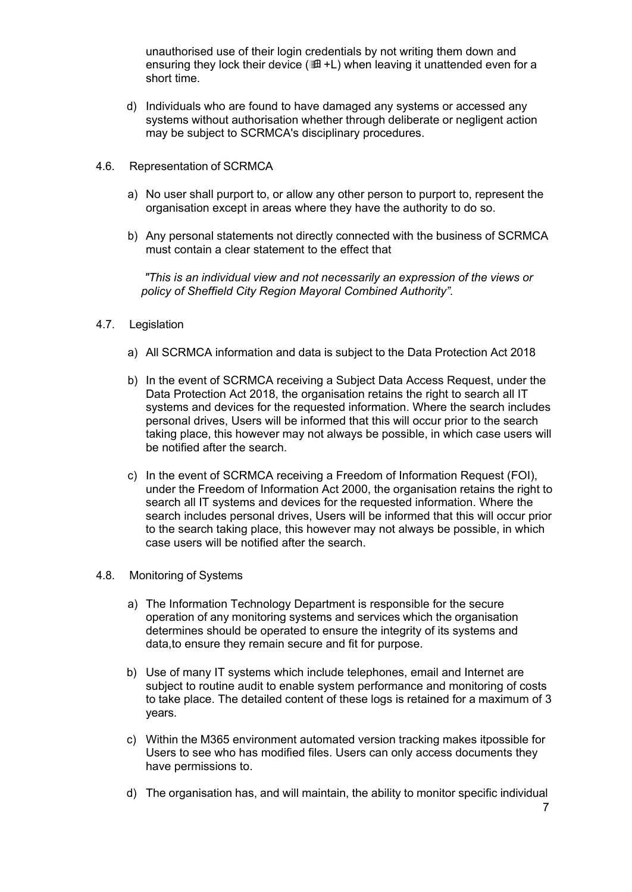unauthorised use of their login credentials by not writing them down and ensuring they lock their device (⊞ +L) when leaving it unattended even for a short time.

d) Individuals who are found to have damaged any systems or accessed any systems without authorisation whether through deliberate or negligent action may be subject to SCRMCA's disciplinary procedures.

4.6. Representation of SCRMCA

a) No user shall purport to, or allow any other person to purport to, represent the organisation except in areas where they have the authority to do so.

b) Any personal statements not directly connected with the business of SCRMCA must contain a clear statement to the effect that

*"This is an individual view and not necessarily an expression of the views or policy of Sheffield City Region Mayoral Combined Authority".*

4.7. Legislation

a) All SCRMCA information and data is subject to the Data Protection Act 2018

b) In the event of SCRMCA receiving a Subject Data Access Request, under the Data Protection Act 2018, the organisation retains the right to search all IT systems and devices for the requested information. Where the search includes personal drives, Users will be informed that this will occur prior to the search taking place, this however may not always be possible, in which case users will be notified after the search.

c) In the event of SCRMCA receiving a Freedom of Information Request (FOI), under the Freedom of Information Act 2000, the organisation retains the right to search all IT systems and devices for the requested information. Where the search includes personal drives, Users will be informed that this will occur prior to the search taking place, this however may not always be possible, in which case users will be notified after the search.

4.8. Monitoring of Systems

a) The Information Technology Department is responsible for the secure operation of any monitoring systems and services which the organisation determines should be operated to ensure the integrity of its systems and data,to ensure they remain secure and fit for purpose.

b) Use of many IT systems which include telephones, email and Internet are subject to routine audit to enable system performance and monitoring of costs to take place. The detailed content of these logs is retained for a maximum of 3 years.

c) Within the M365 environment automated version tracking makes itpossible for Users to see who has modified files. Users can only access documents they have permissions to.

d) The organisation has, and will maintain, the ability to monitor specific individual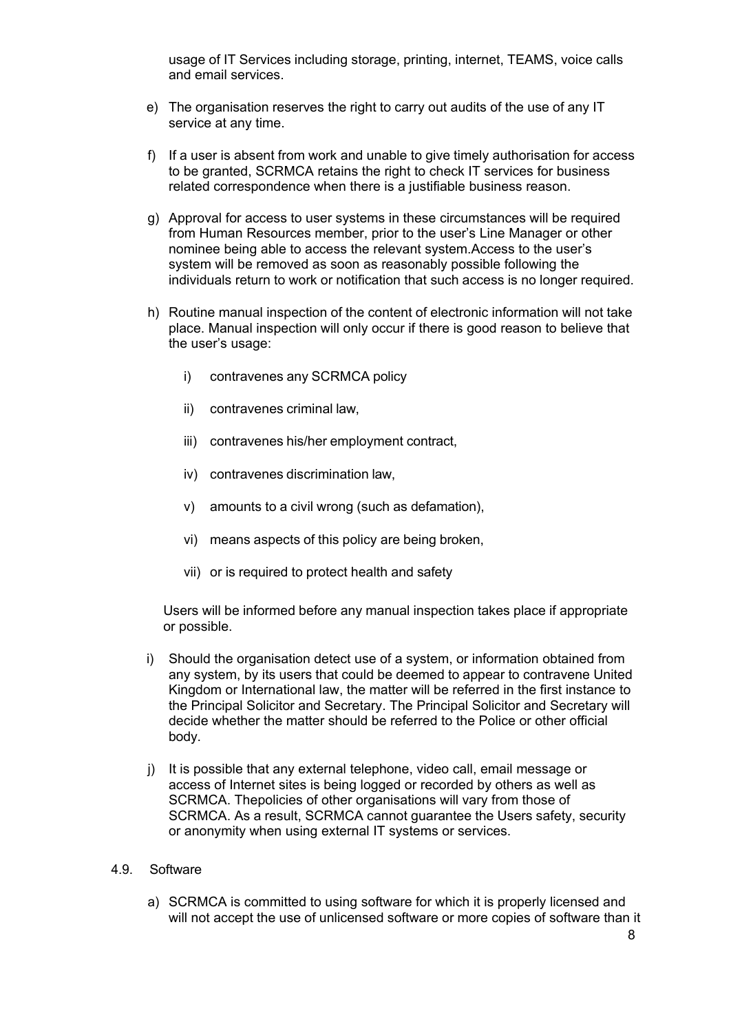usage of IT Services including storage, printing, internet, TEAMS, voice calls and email services.

e) The organisation reserves the right to carry out audits of the use of any IT service at any time.

f) If a user is absent from work and unable to give timely authorisation for access to be granted, SCRMCA retains the right to check IT services for business related correspondence when there is a justifiable business reason.

g) Approval for access to user systems in these circumstances will be required from Human Resources member, prior to the user's Line Manager or other nominee being able to access the relevant system.Access to the user's system will be removed as soon as reasonably possible following the individuals return to work or notification that such access is no longer required.

h) Routine manual inspection of the content of electronic information will not take place. Manual inspection will only occur if there is good reason to believe that the user's usage:

   i) contravenes any SCRMCA policy

   ii) contravenes criminal law,

   iii) contravenes his/her employment contract,

   iv) contravenes discrimination law,

   v) amounts to a civil wrong (such as defamation),

   vi) means aspects of this policy are being broken,

   vii) or is required to protect health and safety

   Users will be informed before any manual inspection takes place if appropriate or possible.

i) Should the organisation detect use of a system, or information obtained from any system, by its users that could be deemed to appear to contravene United Kingdom or International law, the matter will be referred in the first instance to the Principal Solicitor and Secretary. The Principal Solicitor and Secretary will decide whether the matter should be referred to the Police or other official body.

j) It is possible that any external telephone, video call, email message or access of Internet sites is being logged or recorded by others as well as SCRMCA. Thepolicies of other organisations will vary from those of SCRMCA. As a result, SCRMCA cannot guarantee the Users safety, security or anonymity when using external IT systems or services.

4.9. Software

a) SCRMCA is committed to using software for which it is properly licensed and will not accept the use of unlicensed software or more copies of software than it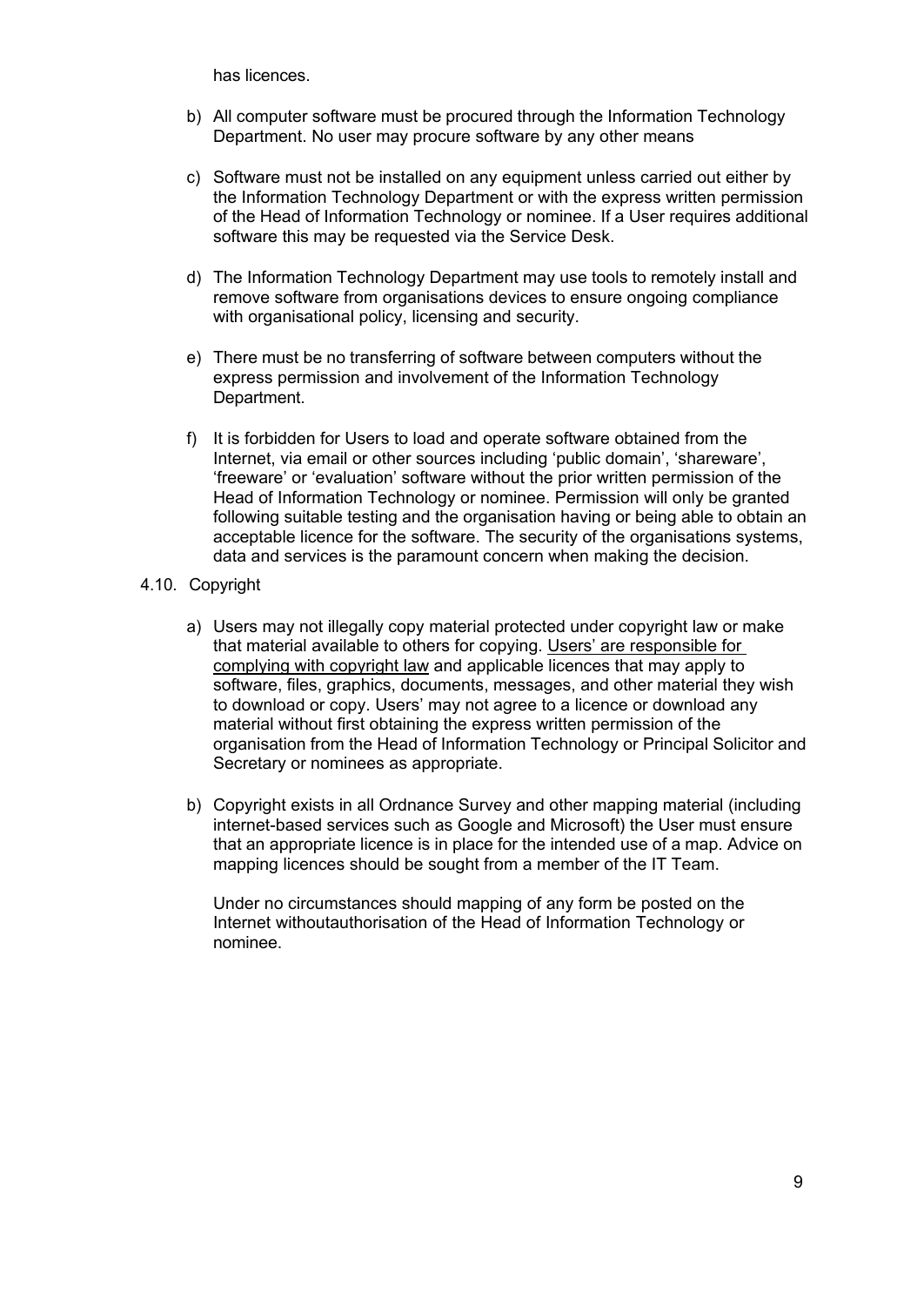has licences.

b) All computer software must be procured through the Information Technology Department. No user may procure software by any other means

c) Software must not be installed on any equipment unless carried out either by the Information Technology Department or with the express written permission of the Head of Information Technology or nominee. If a User requires additional software this may be requested via the Service Desk.

d) The Information Technology Department may use tools to remotely install and remove software from organisations devices to ensure ongoing compliance with organisational policy, licensing and security.

e) There must be no transferring of software between computers without the express permission and involvement of the Information Technology Department.

f) It is forbidden for Users to load and operate software obtained from the Internet, via email or other sources including 'public domain', 'shareware', 'freeware' or 'evaluation' software without the prior written permission of the Head of Information Technology or nominee. Permission will only be granted following suitable testing and the organisation having or being able to obtain an acceptable licence for the software. The security of the organisations systems, data and services is the paramount concern when making the decision.

4.10. Copyright

a) Users may not illegally copy material protected under copyright law or make that material available to others for copying. Users' are responsible for complying with copyright law and applicable licences that may apply to software, files, graphics, documents, messages, and other material they wish to download or copy. Users' may not agree to a licence or download any material without first obtaining the express written permission of the organisation from the Head of Information Technology or Principal Solicitor and Secretary or nominees as appropriate.

b) Copyright exists in all Ordnance Survey and other mapping material (including internet-based services such as Google and Microsoft) the User must ensure that an appropriate licence is in place for the intended use of a map. Advice on mapping licences should be sought from a member of the IT Team.

   Under no circumstances should mapping of any form be posted on the Internet withoutauthorisation of the Head of Information Technology or nominee.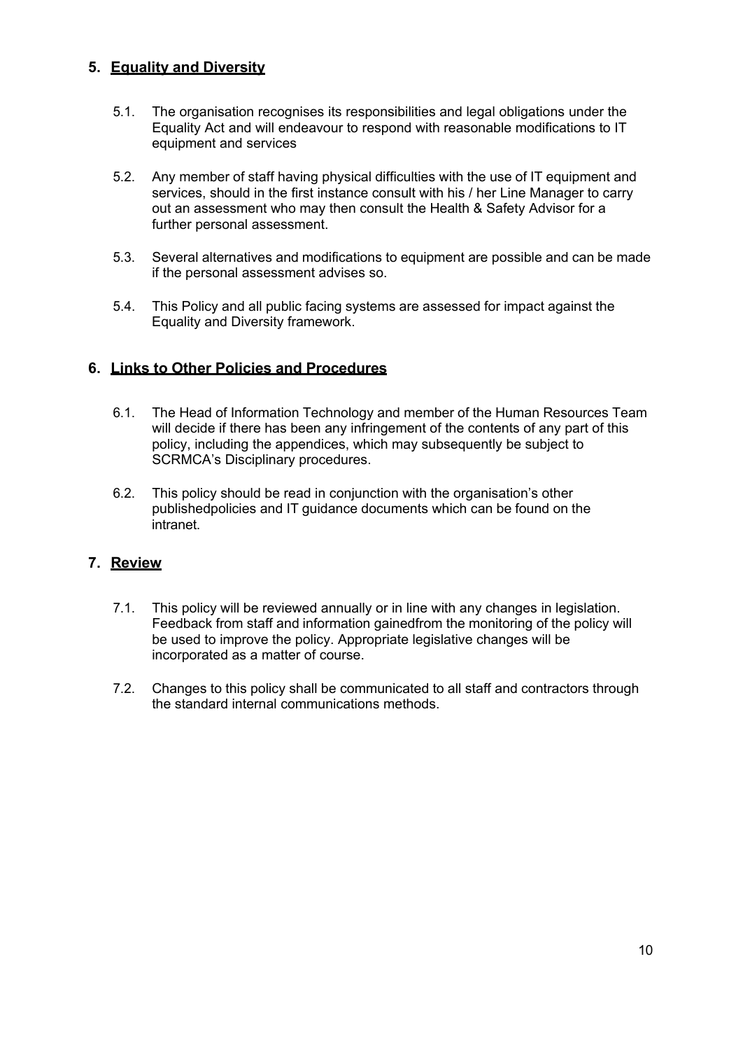## 5. Equality and Diversity

5.1. The organisation recognises its responsibilities and legal obligations under the Equality Act and will endeavour to respond with reasonable modifications to IT equipment and services

5.2. Any member of staff having physical difficulties with the use of IT equipment and services, should in the first instance consult with his / her Line Manager to carry out an assessment who may then consult the Health & Safety Advisor for a further personal assessment.

5.3. Several alternatives and modifications to equipment are possible and can be made if the personal assessment advises so.

5.4. This Policy and all public facing systems are assessed for impact against the Equality and Diversity framework.

## 6. Links to Other Policies and Procedures

6.1. The Head of Information Technology and member of the Human Resources Team will decide if there has been any infringement of the contents of any part of this policy, including the appendices, which may subsequently be subject to SCRMCA's Disciplinary procedures.

6.2. This policy should be read in conjunction with the organisation's other publishedpolicies and IT guidance documents which can be found on the intranet.

## 7. Review

7.1. This policy will be reviewed annually or in line with any changes in legislation. Feedback from staff and information gainedfrom the monitoring of the policy will be used to improve the policy. Appropriate legislative changes will be incorporated as a matter of course.

7.2. Changes to this policy shall be communicated to all staff and contractors through the standard internal communications methods.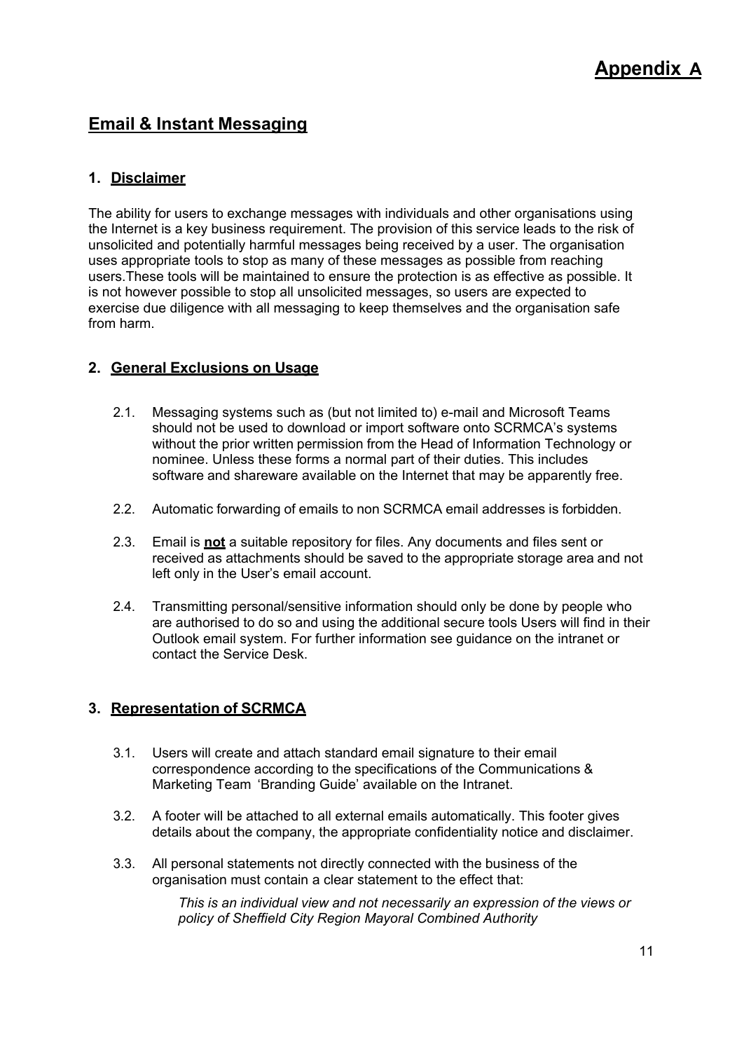# Appendix A

## Email & Instant Messaging

### 1. Disclaimer

The ability for users to exchange messages with individuals and other organisations using the Internet is a key business requirement. The provision of this service leads to the risk of unsolicited and potentially harmful messages being received by a user. The organisation uses appropriate tools to stop as many of these messages as possible from reaching users.These tools will be maintained to ensure the protection is as effective as possible. It is not however possible to stop all unsolicited messages, so users are expected to exercise due diligence with all messaging to keep themselves and the organisation safe from harm.

### 2. General Exclusions on Usage

2.1. Messaging systems such as (but not limited to) e-mail and Microsoft Teams should not be used to download or import software onto SCRMCA's systems without the prior written permission from the Head of Information Technology or nominee. Unless these forms a normal part of their duties. This includes software and shareware available on the Internet that may be apparently free.

2.2. Automatic forwarding of emails to non SCRMCA email addresses is forbidden.

2.3. Email is **not** a suitable repository for files. Any documents and files sent or received as attachments should be saved to the appropriate storage area and not left only in the User's email account.

2.4. Transmitting personal/sensitive information should only be done by people who are authorised to do so and using the additional secure tools Users will find in their Outlook email system. For further information see guidance on the intranet or contact the Service Desk.

### 3. Representation of SCRMCA

3.1. Users will create and attach standard email signature to their email correspondence according to the specifications of the Communications & Marketing Team 'Branding Guide' available on the Intranet.

3.2. A footer will be attached to all external emails automatically. This footer gives details about the company, the appropriate confidentiality notice and disclaimer.

3.3. All personal statements not directly connected with the business of the organisation must contain a clear statement to the effect that:

> *This is an individual view and not necessarily an expression of the views or policy of Sheffield City Region Mayoral Combined Authority*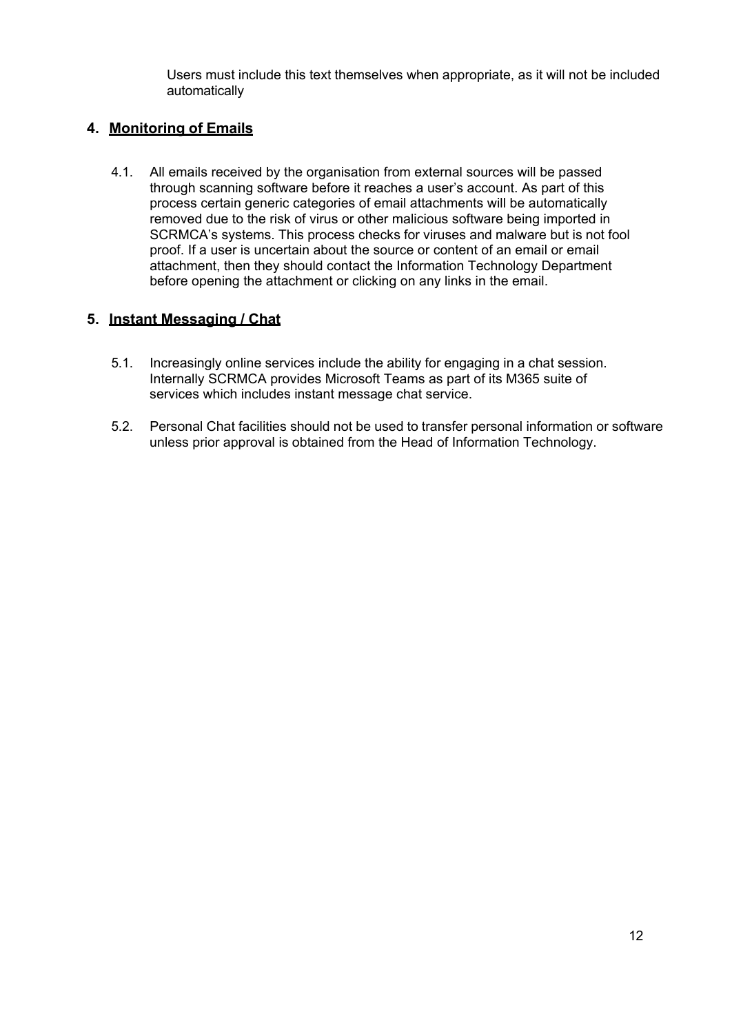Users must include this text themselves when appropriate, as it will not be included automatically

## 4. Monitoring of Emails

4.1. All emails received by the organisation from external sources will be passed through scanning software before it reaches a user's account. As part of this process certain generic categories of email attachments will be automatically removed due to the risk of virus or other malicious software being imported in SCRMCA's systems. This process checks for viruses and malware but is not fool proof. If a user is uncertain about the source or content of an email or email attachment, then they should contact the Information Technology Department before opening the attachment or clicking on any links in the email.

## 5. Instant Messaging / Chat

5.1. Increasingly online services include the ability for engaging in a chat session. Internally SCRMCA provides Microsoft Teams as part of its M365 suite of services which includes instant message chat service.

5.2. Personal Chat facilities should not be used to transfer personal information or software unless prior approval is obtained from the Head of Information Technology.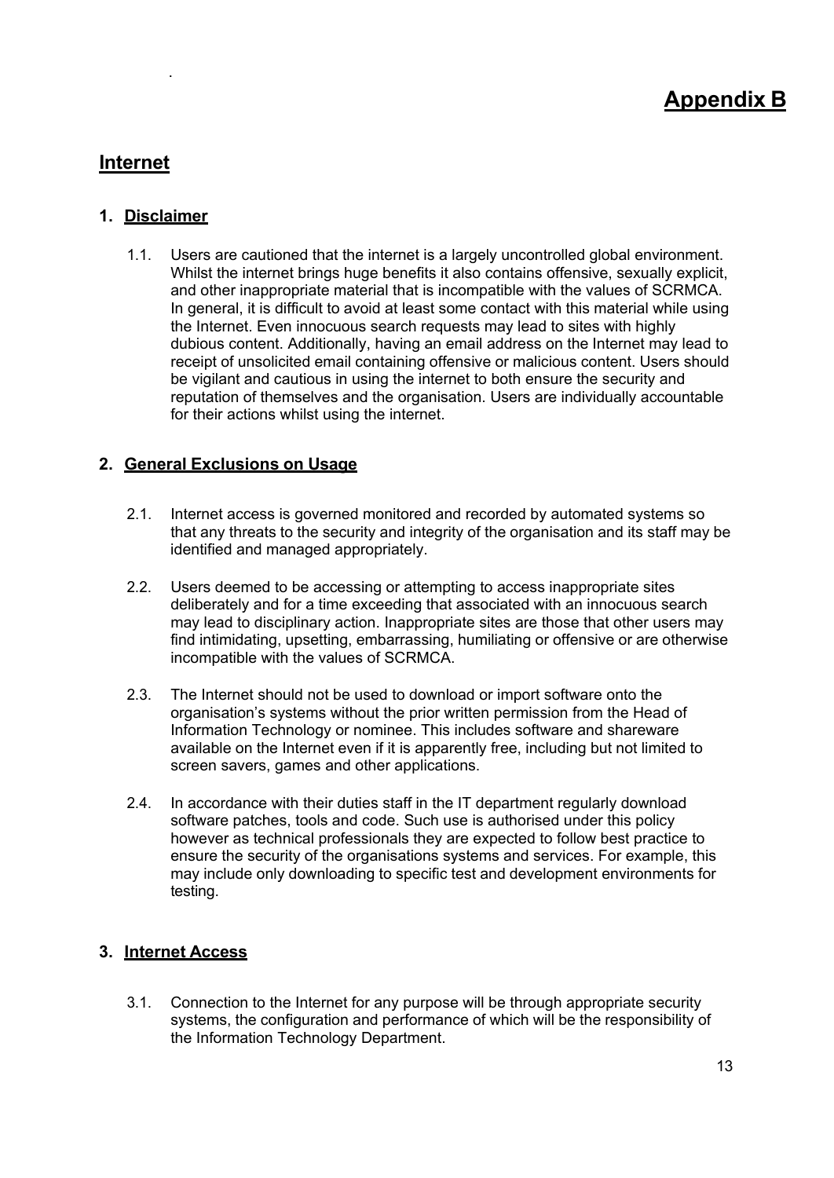# Appendix B

## Internet

### 1. Disclaimer

1.1. Users are cautioned that the internet is a largely uncontrolled global environment. Whilst the internet brings huge benefits it also contains offensive, sexually explicit, and other inappropriate material that is incompatible with the values of SCRMCA. In general, it is difficult to avoid at least some contact with this material while using the Internet. Even innocuous search requests may lead to sites with highly dubious content. Additionally, having an email address on the Internet may lead to receipt of unsolicited email containing offensive or malicious content. Users should be vigilant and cautious in using the internet to both ensure the security and reputation of themselves and the organisation. Users are individually accountable for their actions whilst using the internet.

### 2. General Exclusions on Usage

2.1. Internet access is governed monitored and recorded by automated systems so that any threats to the security and integrity of the organisation and its staff may be identified and managed appropriately.

2.2. Users deemed to be accessing or attempting to access inappropriate sites deliberately and for a time exceeding that associated with an innocuous search may lead to disciplinary action. Inappropriate sites are those that other users may find intimidating, upsetting, embarrassing, humiliating or offensive or are otherwise incompatible with the values of SCRMCA.

2.3. The Internet should not be used to download or import software onto the organisation's systems without the prior written permission from the Head of Information Technology or nominee. This includes software and shareware available on the Internet even if it is apparently free, including but not limited to screen savers, games and other applications.

2.4. In accordance with their duties staff in the IT department regularly download software patches, tools and code. Such use is authorised under this policy however as technical professionals they are expected to follow best practice to ensure the security of the organisations systems and services. For example, this may include only downloading to specific test and development environments for testing.

### 3. Internet Access

3.1. Connection to the Internet for any purpose will be through appropriate security systems, the configuration and performance of which will be the responsibility of the Information Technology Department.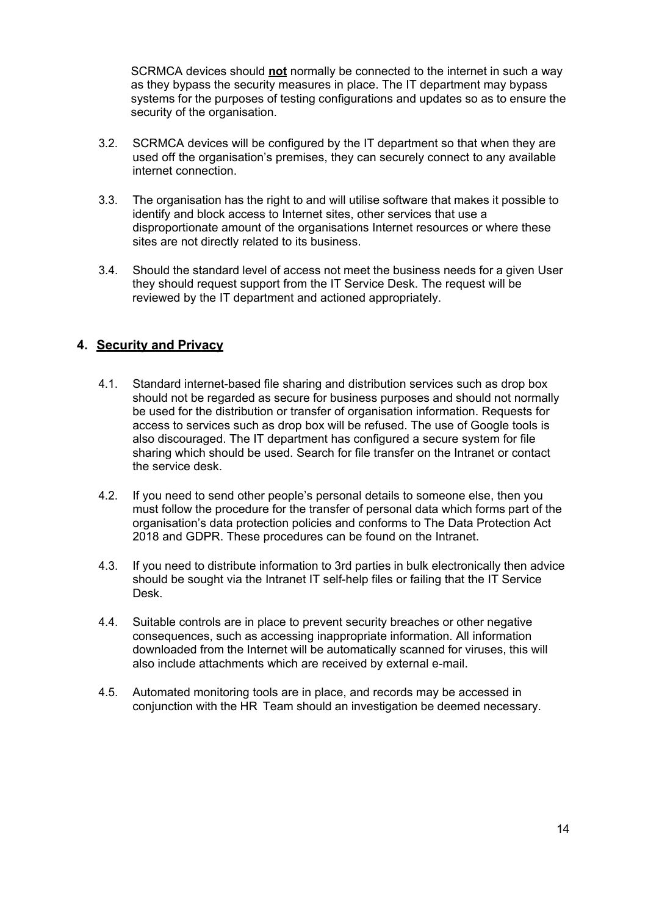SCRMCA devices should **not** normally be connected to the internet in such a way as they bypass the security measures in place. The IT department may bypass systems for the purposes of testing configurations and updates so as to ensure the security of the organisation.

3.2. SCRMCA devices will be configured by the IT department so that when they are used off the organisation's premises, they can securely connect to any available internet connection.

3.3. The organisation has the right to and will utilise software that makes it possible to identify and block access to Internet sites, other services that use a disproportionate amount of the organisations Internet resources or where these sites are not directly related to its business.

3.4. Should the standard level of access not meet the business needs for a given User they should request support from the IT Service Desk. The request will be reviewed by the IT department and actioned appropriately.

## 4. Security and Privacy

4.1. Standard internet-based file sharing and distribution services such as drop box should not be regarded as secure for business purposes and should not normally be used for the distribution or transfer of organisation information. Requests for access to services such as drop box will be refused. The use of Google tools is also discouraged. The IT department has configured a secure system for file sharing which should be used. Search for file transfer on the Intranet or contact the service desk.

4.2. If you need to send other people's personal details to someone else, then you must follow the procedure for the transfer of personal data which forms part of the organisation's data protection policies and conforms to The Data Protection Act 2018 and GDPR. These procedures can be found on the Intranet.

4.3. If you need to distribute information to 3rd parties in bulk electronically then advice should be sought via the Intranet IT self-help files or failing that the IT Service Desk.

4.4. Suitable controls are in place to prevent security breaches or other negative consequences, such as accessing inappropriate information. All information downloaded from the Internet will be automatically scanned for viruses, this will also include attachments which are received by external e-mail.

4.5. Automated monitoring tools are in place, and records may be accessed in conjunction with the HR Team should an investigation be deemed necessary.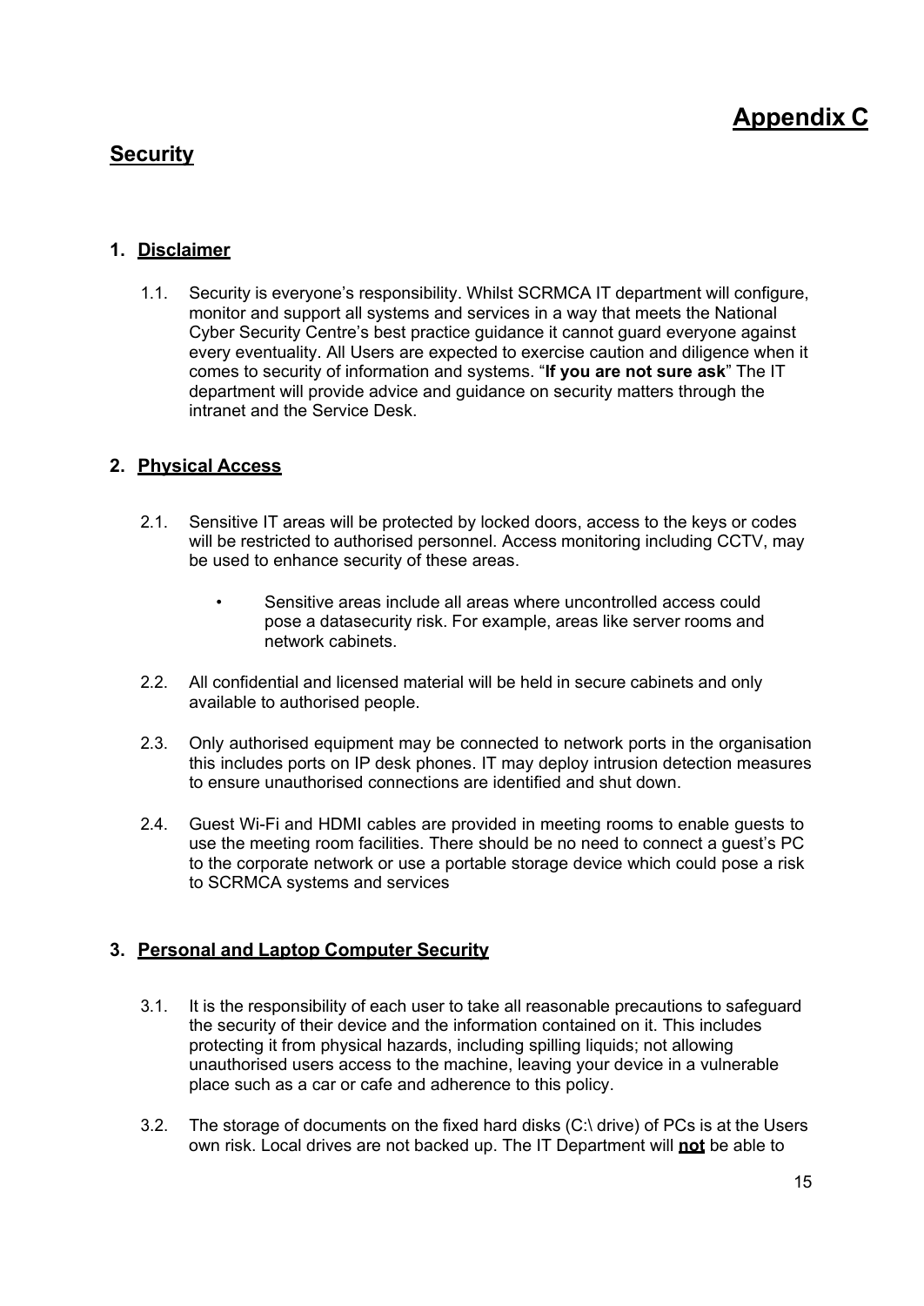# Appendix C

## Security

### 1. Disclaimer

1.1. Security is everyone's responsibility. Whilst SCRMCA IT department will configure, monitor and support all systems and services in a way that meets the National Cyber Security Centre's best practice guidance it cannot guard everyone against every eventuality. All Users are expected to exercise caution and diligence when it comes to security of information and systems. "**If you are not sure ask**" The IT department will provide advice and guidance on security matters through the intranet and the Service Desk.

### 2. Physical Access

2.1. Sensitive IT areas will be protected by locked doors, access to the keys or codes will be restricted to authorised personnel. Access monitoring including CCTV, may be used to enhance security of these areas.

- Sensitive areas include all areas where uncontrolled access could pose a datasecurity risk. For example, areas like server rooms and network cabinets.

2.2. All confidential and licensed material will be held in secure cabinets and only available to authorised people.

2.3. Only authorised equipment may be connected to network ports in the organisation this includes ports on IP desk phones. IT may deploy intrusion detection measures to ensure unauthorised connections are identified and shut down.

2.4. Guest Wi-Fi and HDMI cables are provided in meeting rooms to enable guests to use the meeting room facilities. There should be no need to connect a guest's PC to the corporate network or use a portable storage device which could pose a risk to SCRMCA systems and services

### 3. Personal and Laptop Computer Security

3.1. It is the responsibility of each user to take all reasonable precautions to safeguard the security of their device and the information contained on it. This includes protecting it from physical hazards, including spilling liquids; not allowing unauthorised users access to the machine, leaving your device in a vulnerable place such as a car or cafe and adherence to this policy.

3.2. The storage of documents on the fixed hard disks (C:\ drive) of PCs is at the Users own risk. Local drives are not backed up. The IT Department will **not** be able to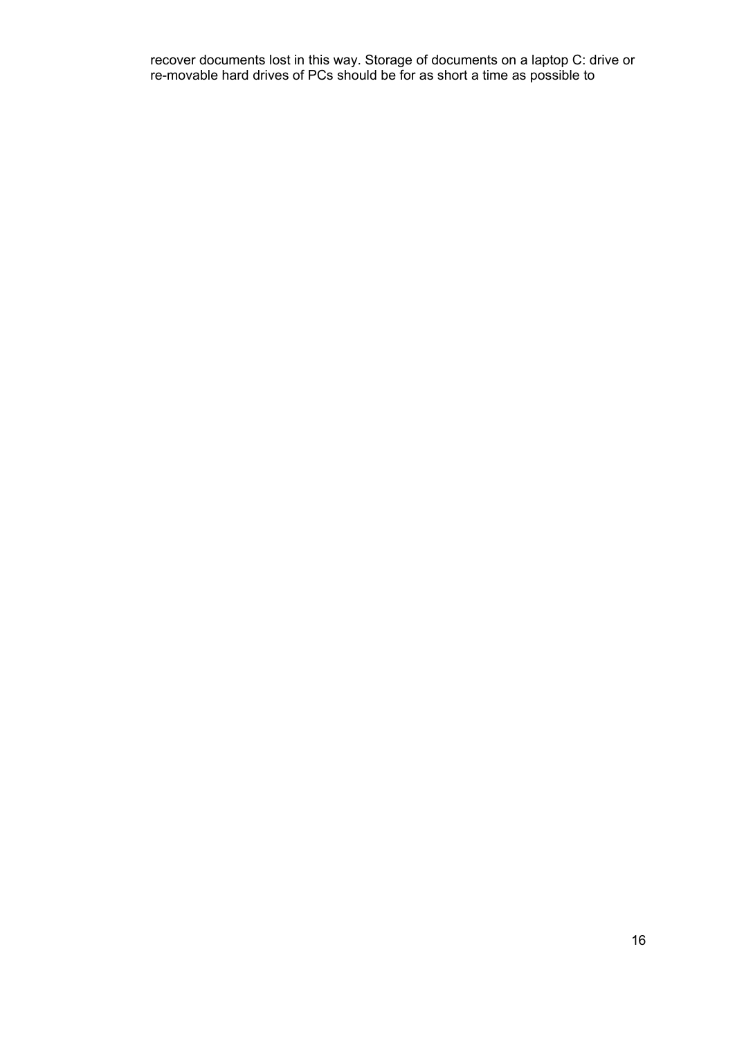recover documents lost in this way. Storage of documents on a laptop C: drive or re-movable hard drives of PCs should be for as short a time as possible to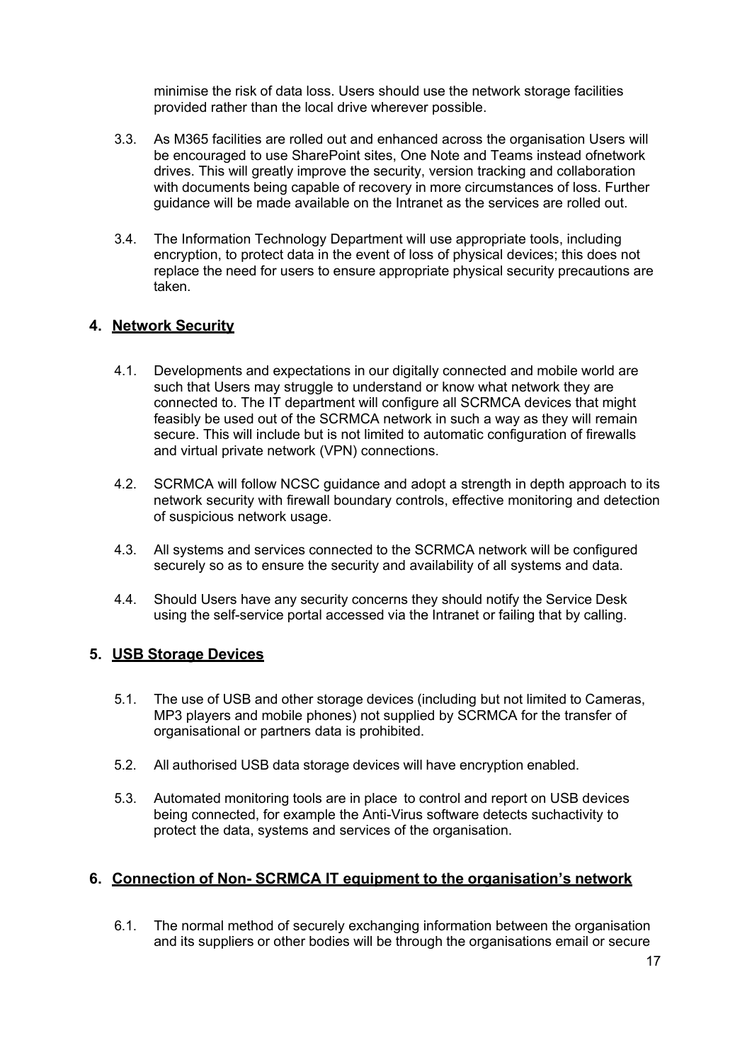minimise the risk of data loss. Users should use the network storage facilities provided rather than the local drive wherever possible.

3.3. As M365 facilities are rolled out and enhanced across the organisation Users will be encouraged to use SharePoint sites, One Note and Teams instead ofnetwork drives. This will greatly improve the security, version tracking and collaboration with documents being capable of recovery in more circumstances of loss. Further guidance will be made available on the Intranet as the services are rolled out.

3.4. The Information Technology Department will use appropriate tools, including encryption, to protect data in the event of loss of physical devices; this does not replace the need for users to ensure appropriate physical security precautions are taken.

## 4. Network Security

4.1. Developments and expectations in our digitally connected and mobile world are such that Users may struggle to understand or know what network they are connected to. The IT department will configure all SCRMCA devices that might feasibly be used out of the SCRMCA network in such a way as they will remain secure. This will include but is not limited to automatic configuration of firewalls and virtual private network (VPN) connections.

4.2. SCRMCA will follow NCSC guidance and adopt a strength in depth approach to its network security with firewall boundary controls, effective monitoring and detection of suspicious network usage.

4.3. All systems and services connected to the SCRMCA network will be configured securely so as to ensure the security and availability of all systems and data.

4.4. Should Users have any security concerns they should notify the Service Desk using the self-service portal accessed via the Intranet or failing that by calling.

## 5. USB Storage Devices

5.1. The use of USB and other storage devices (including but not limited to Cameras, MP3 players and mobile phones) not supplied by SCRMCA for the transfer of organisational or partners data is prohibited.

5.2. All authorised USB data storage devices will have encryption enabled.

5.3. Automated monitoring tools are in place to control and report on USB devices being connected, for example the Anti-Virus software detects suchactivity to protect the data, systems and services of the organisation.

## 6. Connection of Non- SCRMCA IT equipment to the organisation's network

6.1. The normal method of securely exchanging information between the organisation and its suppliers or other bodies will be through the organisations email or secure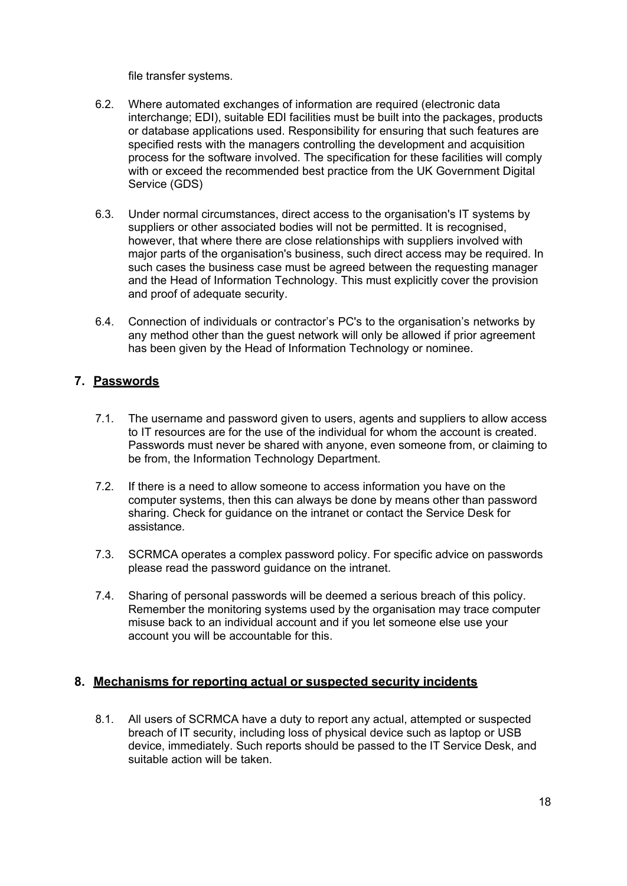file transfer systems.

6.2. Where automated exchanges of information are required (electronic data interchange; EDI), suitable EDI facilities must be built into the packages, products or database applications used. Responsibility for ensuring that such features are specified rests with the managers controlling the development and acquisition process for the software involved. The specification for these facilities will comply with or exceed the recommended best practice from the UK Government Digital Service (GDS)

6.3. Under normal circumstances, direct access to the organisation's IT systems by suppliers or other associated bodies will not be permitted. It is recognised, however, that where there are close relationships with suppliers involved with major parts of the organisation's business, such direct access may be required. In such cases the business case must be agreed between the requesting manager and the Head of Information Technology. This must explicitly cover the provision and proof of adequate security.

6.4. Connection of individuals or contractor's PC's to the organisation's networks by any method other than the guest network will only be allowed if prior agreement has been given by the Head of Information Technology or nominee.

## 7. Passwords

7.1. The username and password given to users, agents and suppliers to allow access to IT resources are for the use of the individual for whom the account is created. Passwords must never be shared with anyone, even someone from, or claiming to be from, the Information Technology Department.

7.2. If there is a need to allow someone to access information you have on the computer systems, then this can always be done by means other than password sharing. Check for guidance on the intranet or contact the Service Desk for assistance.

7.3. SCRMCA operates a complex password policy. For specific advice on passwords please read the password guidance on the intranet.

7.4. Sharing of personal passwords will be deemed a serious breach of this policy. Remember the monitoring systems used by the organisation may trace computer misuse back to an individual account and if you let someone else use your account you will be accountable for this.

## 8. Mechanisms for reporting actual or suspected security incidents

8.1. All users of SCRMCA have a duty to report any actual, attempted or suspected breach of IT security, including loss of physical device such as laptop or USB device, immediately. Such reports should be passed to the IT Service Desk, and suitable action will be taken.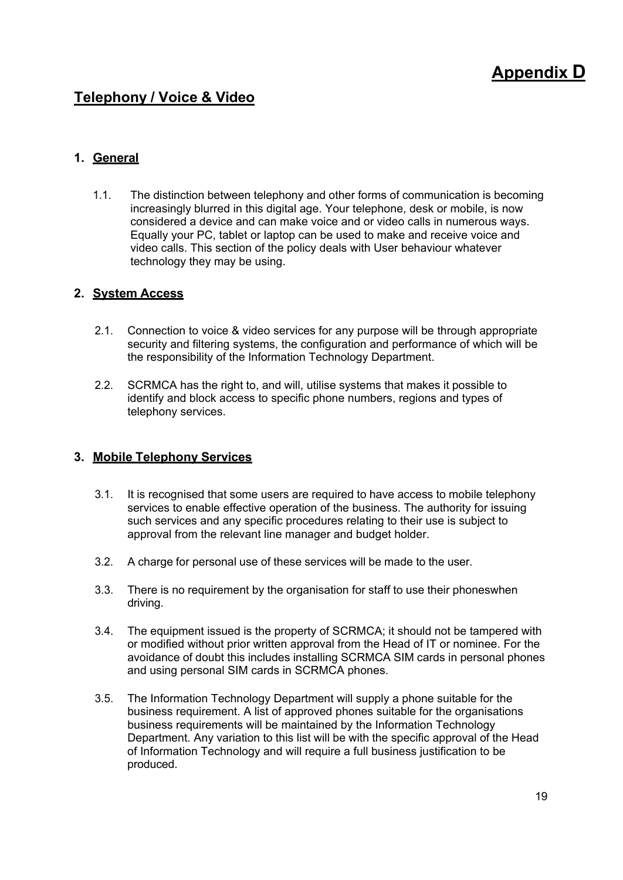# Appendix D

## Telephony / Voice & Video

### 1. General

1.1. The distinction between telephony and other forms of communication is becoming increasingly blurred in this digital age. Your telephone, desk or mobile, is now considered a device and can make voice and or video calls in numerous ways. Equally your PC, tablet or laptop can be used to make and receive voice and video calls. This section of the policy deals with User behaviour whatever technology they may be using.

### 2. System Access

2.1. Connection to voice & video services for any purpose will be through appropriate security and filtering systems, the configuration and performance of which will be the responsibility of the Information Technology Department.

2.2. SCRMCA has the right to, and will, utilise systems that makes it possible to identify and block access to specific phone numbers, regions and types of telephony services.

### 3. Mobile Telephony Services

3.1. It is recognised that some users are required to have access to mobile telephony services to enable effective operation of the business. The authority for issuing such services and any specific procedures relating to their use is subject to approval from the relevant line manager and budget holder.

3.2. A charge for personal use of these services will be made to the user.

3.3. There is no requirement by the organisation for staff to use their phoneswhen driving.

3.4. The equipment issued is the property of SCRMCA; it should not be tampered with or modified without prior written approval from the Head of IT or nominee. For the avoidance of doubt this includes installing SCRMCA SIM cards in personal phones and using personal SIM cards in SCRMCA phones.

3.5. The Information Technology Department will supply a phone suitable for the business requirement. A list of approved phones suitable for the organisations business requirements will be maintained by the Information Technology Department. Any variation to this list will be with the specific approval of the Head of Information Technology and will require a full business justification to be produced.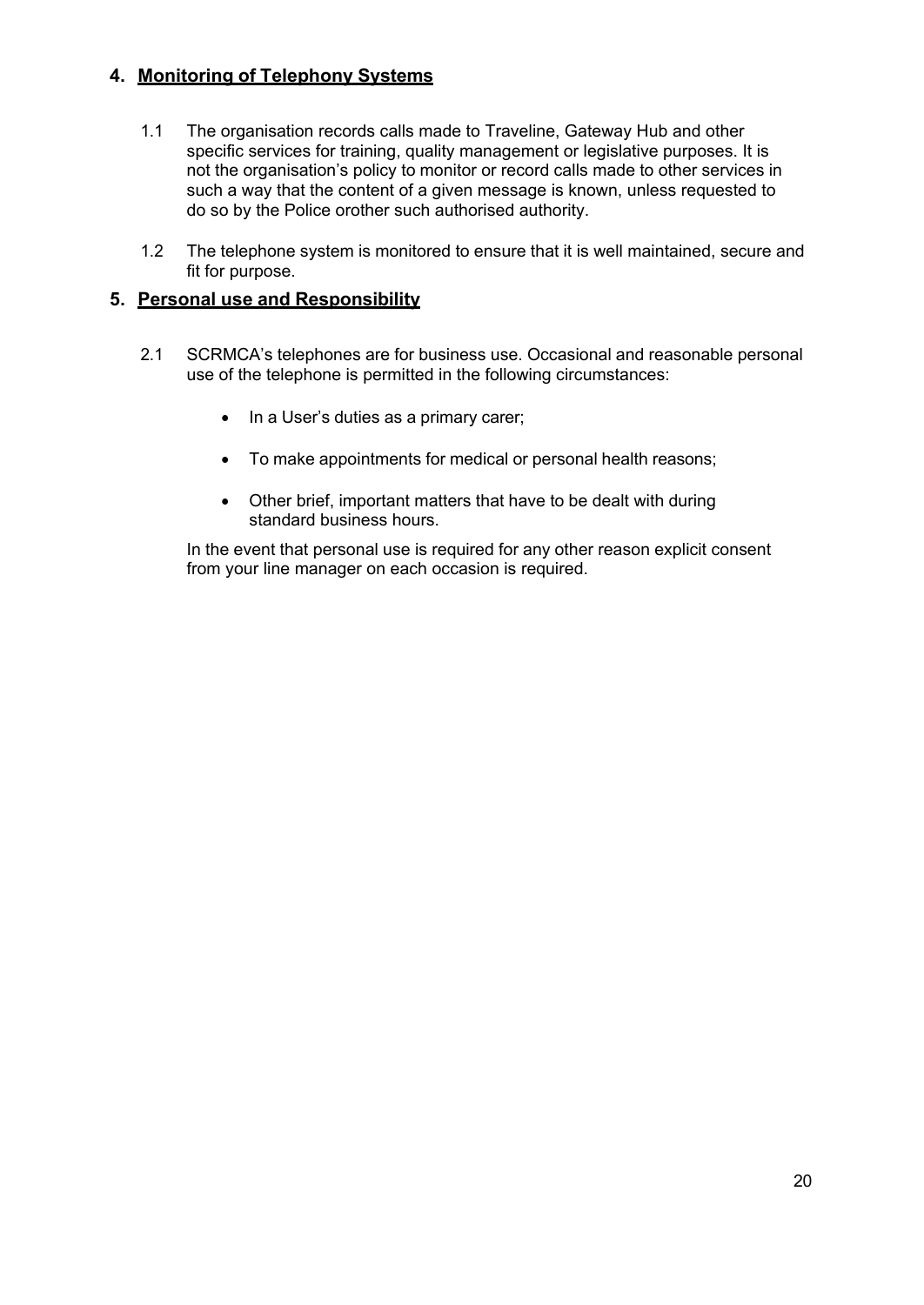## 4. Monitoring of Telephony Systems

1.1 The organisation records calls made to Traveline, Gateway Hub and other specific services for training, quality management or legislative purposes. It is not the organisation's policy to monitor or record calls made to other services in such a way that the content of a given message is known, unless requested to do so by the Police orother such authorised authority.

1.2 The telephone system is monitored to ensure that it is well maintained, secure and fit for purpose.

## 5. Personal use and Responsibility

2.1 SCRMCA's telephones are for business use. Occasional and reasonable personal use of the telephone is permitted in the following circumstances:

- In a User's duties as a primary carer;
- To make appointments for medical or personal health reasons;
- Other brief, important matters that have to be dealt with during standard business hours.

In the event that personal use is required for any other reason explicit consent from your line manager on each occasion is required.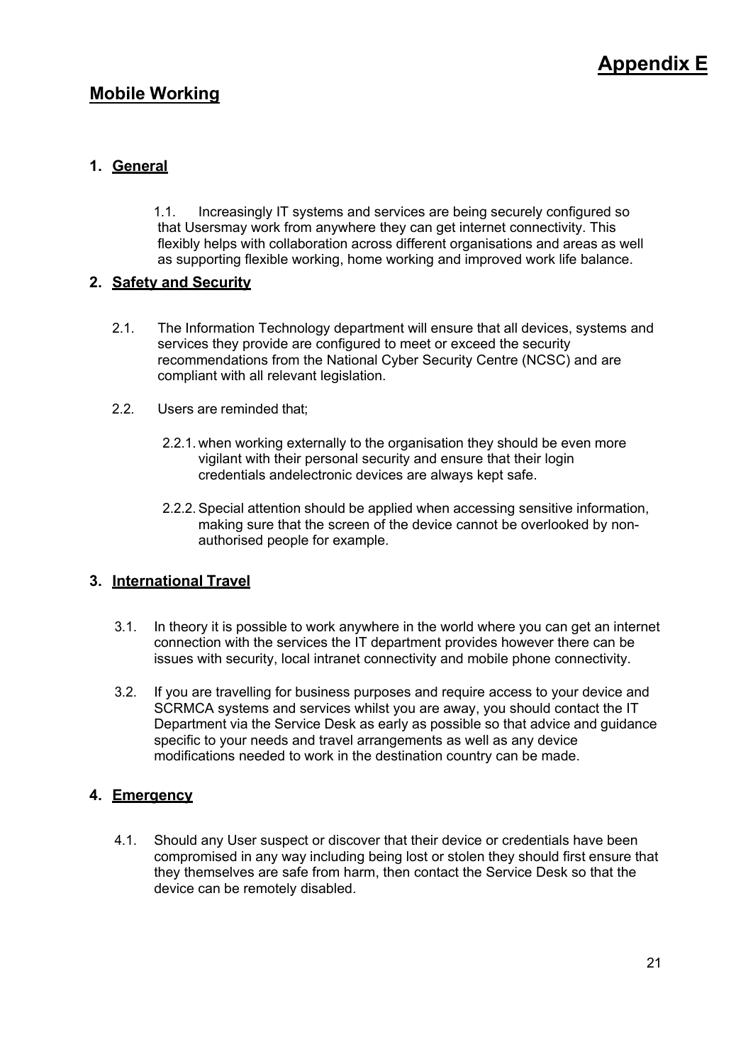# Appendix E

## Mobile Working

### 1. General

1.1. Increasingly IT systems and services are being securely configured so that Usersmay work from anywhere they can get internet connectivity. This flexibly helps with collaboration across different organisations and areas as well as supporting flexible working, home working and improved work life balance.

### 2. Safety and Security

2.1. The Information Technology department will ensure that all devices, systems and services they provide are configured to meet or exceed the security recommendations from the National Cyber Security Centre (NCSC) and are compliant with all relevant legislation.

2.2. Users are reminded that;

2.2.1. when working externally to the organisation they should be even more vigilant with their personal security and ensure that their login credentials andelectronic devices are always kept safe.

2.2.2. Special attention should be applied when accessing sensitive information, making sure that the screen of the device cannot be overlooked by non-authorised people for example.

### 3. International Travel

3.1. In theory it is possible to work anywhere in the world where you can get an internet connection with the services the IT department provides however there can be issues with security, local intranet connectivity and mobile phone connectivity.

3.2. If you are travelling for business purposes and require access to your device and SCRMCA systems and services whilst you are away, you should contact the IT Department via the Service Desk as early as possible so that advice and guidance specific to your needs and travel arrangements as well as any device modifications needed to work in the destination country can be made.

### 4. Emergency

4.1. Should any User suspect or discover that their device or credentials have been compromised in any way including being lost or stolen they should first ensure that they themselves are safe from harm, then contact the Service Desk so that the device can be remotely disabled.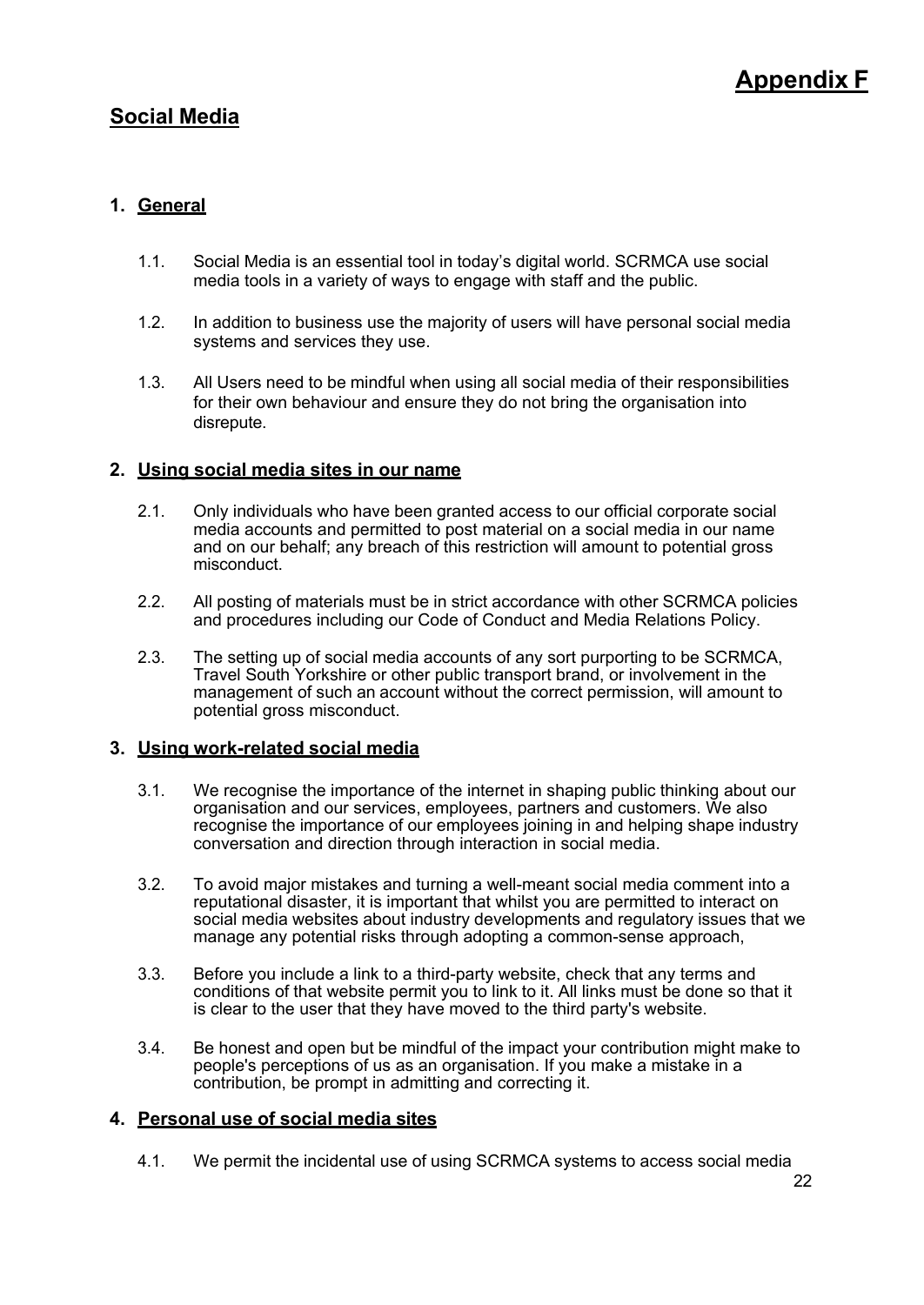# Appendix F

## Social Media

### 1. General

1.1. Social Media is an essential tool in today's digital world. SCRMCA use social media tools in a variety of ways to engage with staff and the public.

1.2. In addition to business use the majority of users will have personal social media systems and services they use.

1.3. All Users need to be mindful when using all social media of their responsibilities for their own behaviour and ensure they do not bring the organisation into disrepute.

### 2. Using social media sites in our name

2.1. Only individuals who have been granted access to our official corporate social media accounts and permitted to post material on a social media in our name and on our behalf; any breach of this restriction will amount to potential gross misconduct.

2.2. All posting of materials must be in strict accordance with other SCRMCA policies and procedures including our Code of Conduct and Media Relations Policy.

2.3. The setting up of social media accounts of any sort purporting to be SCRMCA, Travel South Yorkshire or other public transport brand, or involvement in the management of such an account without the correct permission, will amount to potential gross misconduct.

### 3. Using work-related social media

3.1. We recognise the importance of the internet in shaping public thinking about our organisation and our services, employees, partners and customers. We also recognise the importance of our employees joining in and helping shape industry conversation and direction through interaction in social media.

3.2. To avoid major mistakes and turning a well-meant social media comment into a reputational disaster, it is important that whilst you are permitted to interact on social media websites about industry developments and regulatory issues that we manage any potential risks through adopting a common-sense approach,

3.3. Before you include a link to a third-party website, check that any terms and conditions of that website permit you to link to it. All links must be done so that it is clear to the user that they have moved to the third party's website.

3.4. Be honest and open but be mindful of the impact your contribution might make to people's perceptions of us as an organisation. If you make a mistake in a contribution, be prompt in admitting and correcting it.

### 4. Personal use of social media sites

4.1. We permit the incidental use of using SCRMCA systems to access social media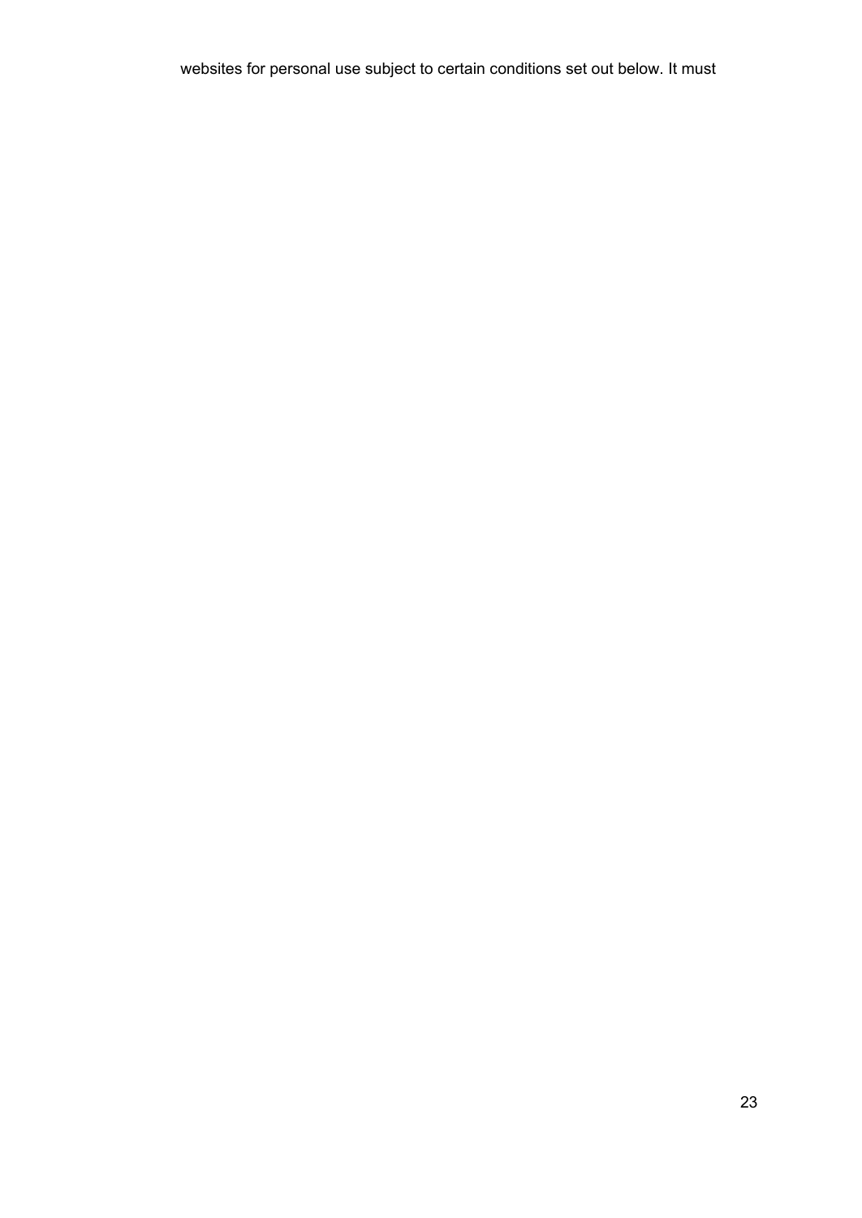websites for personal use subject to certain conditions set out below. It must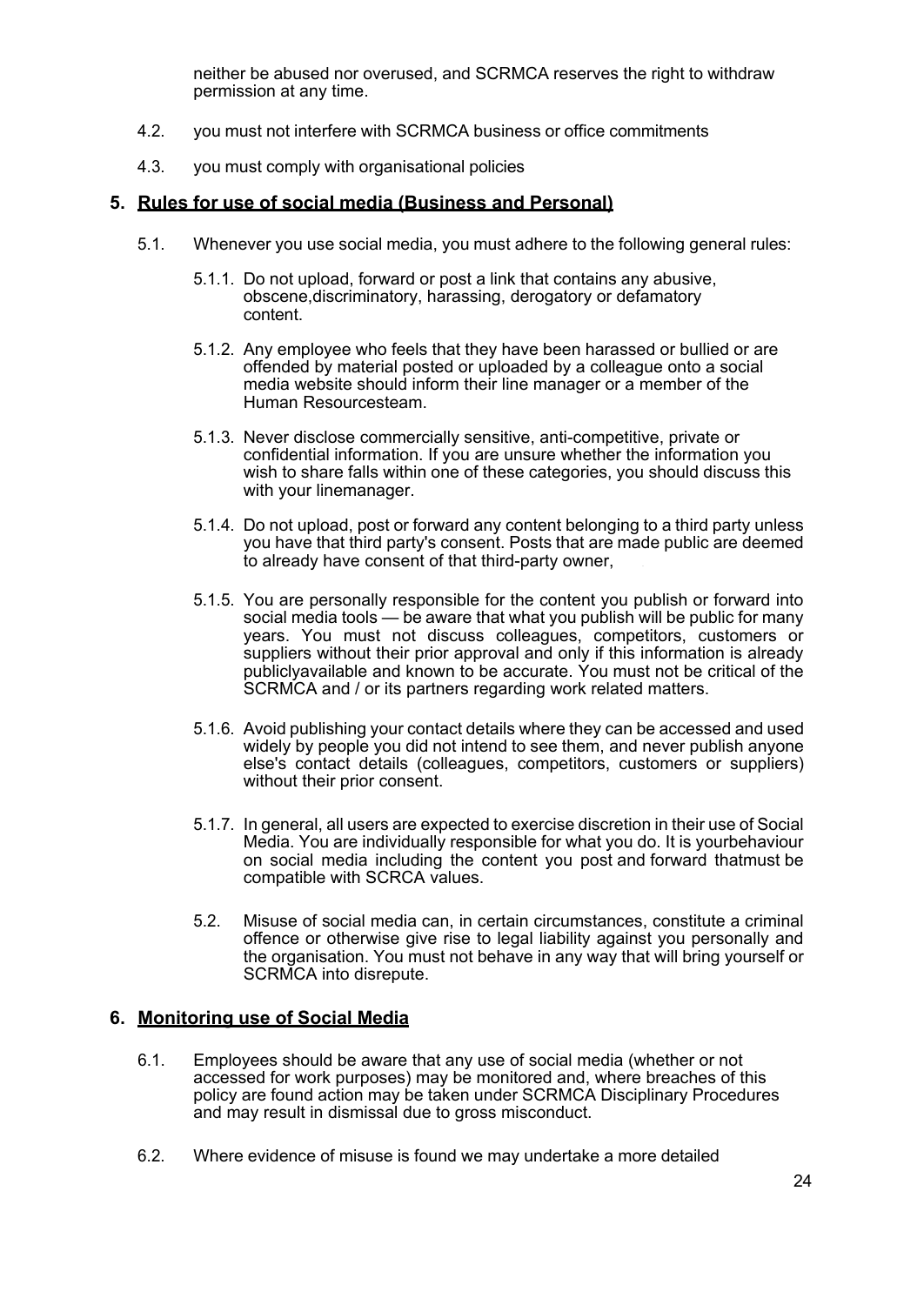neither be abused nor overused, and SCRMCA reserves the right to withdraw permission at any time.

4.2. you must not interfere with SCRMCA business or office commitments

4.3. you must comply with organisational policies

## 5. Rules for use of social media (Business and Personal)

5.1. Whenever you use social media, you must adhere to the following general rules:

5.1.1. Do not upload, forward or post a link that contains any abusive, obscene,discriminatory, harassing, derogatory or defamatory content.

5.1.2. Any employee who feels that they have been harassed or bullied or are offended by material posted or uploaded by a colleague onto a social media website should inform their line manager or a member of the Human Resourcesteam.

5.1.3. Never disclose commercially sensitive, anti-competitive, private or confidential information. If you are unsure whether the information you wish to share falls within one of these categories, you should discuss this with your linemanager.

5.1.4. Do not upload, post or forward any content belonging to a third party unless you have that third party's consent. Posts that are made public are deemed to already have consent of that third-party owner,

5.1.5. You are personally responsible for the content you publish or forward into social media tools — be aware that what you publish will be public for many years. You must not discuss colleagues, competitors, customers or suppliers without their prior approval and only if this information is already publiclyavailable and known to be accurate. You must not be critical of the SCRMCA and / or its partners regarding work related matters.

5.1.6. Avoid publishing your contact details where they can be accessed and used widely by people you did not intend to see them, and never publish anyone else's contact details (colleagues, competitors, customers or suppliers) without their prior consent.

5.1.7. In general, all users are expected to exercise discretion in their use of Social Media. You are individually responsible for what you do. It is yourbehaviour on social media including the content you post and forward thatmust be compatible with SCRCA values.

5.2. Misuse of social media can, in certain circumstances, constitute a criminal offence or otherwise give rise to legal liability against you personally and the organisation. You must not behave in any way that will bring yourself or SCRMCA into disrepute.

## 6. Monitoring use of Social Media

6.1. Employees should be aware that any use of social media (whether or not accessed for work purposes) may be monitored and, where breaches of this policy are found action may be taken under SCRMCA Disciplinary Procedures and may result in dismissal due to gross misconduct.

6.2. Where evidence of misuse is found we may undertake a more detailed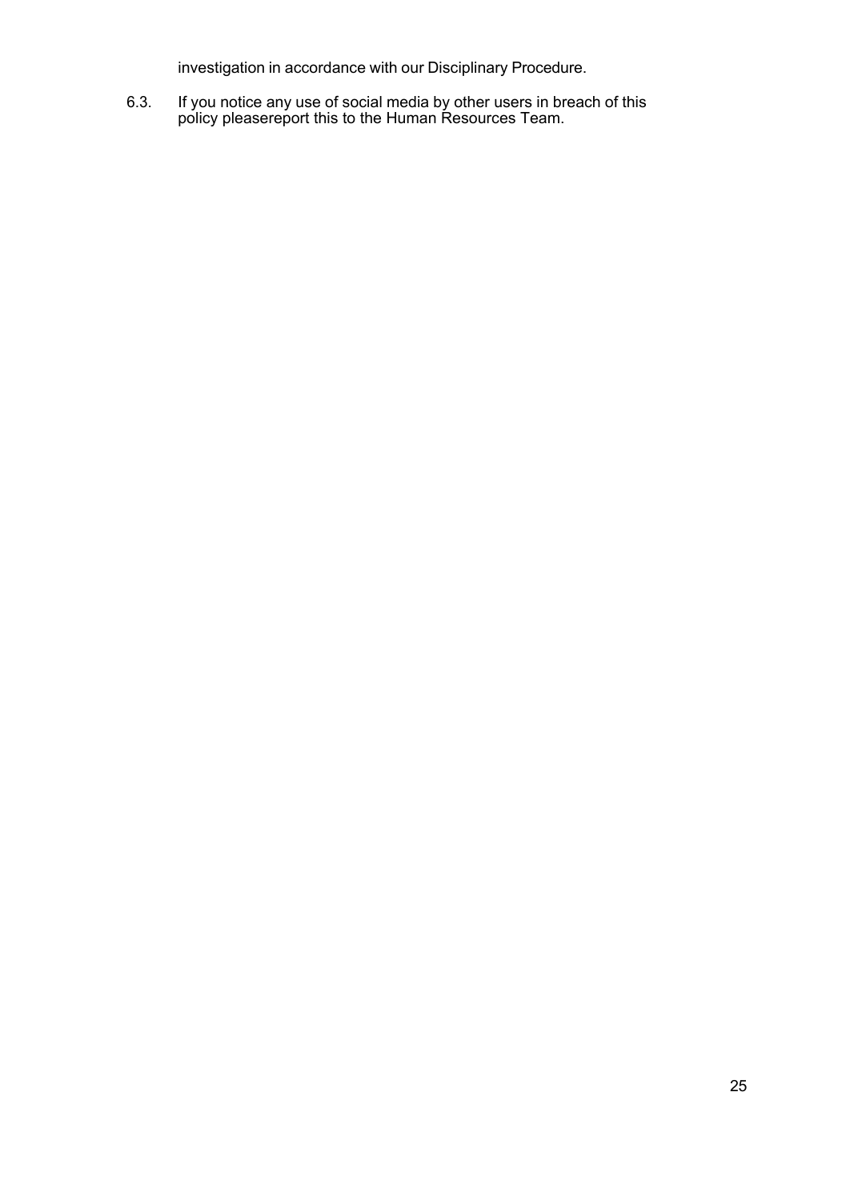investigation in accordance with our Disciplinary Procedure.

6.3. If you notice any use of social media by other users in breach of this policy pleasereport this to the Human Resources Team.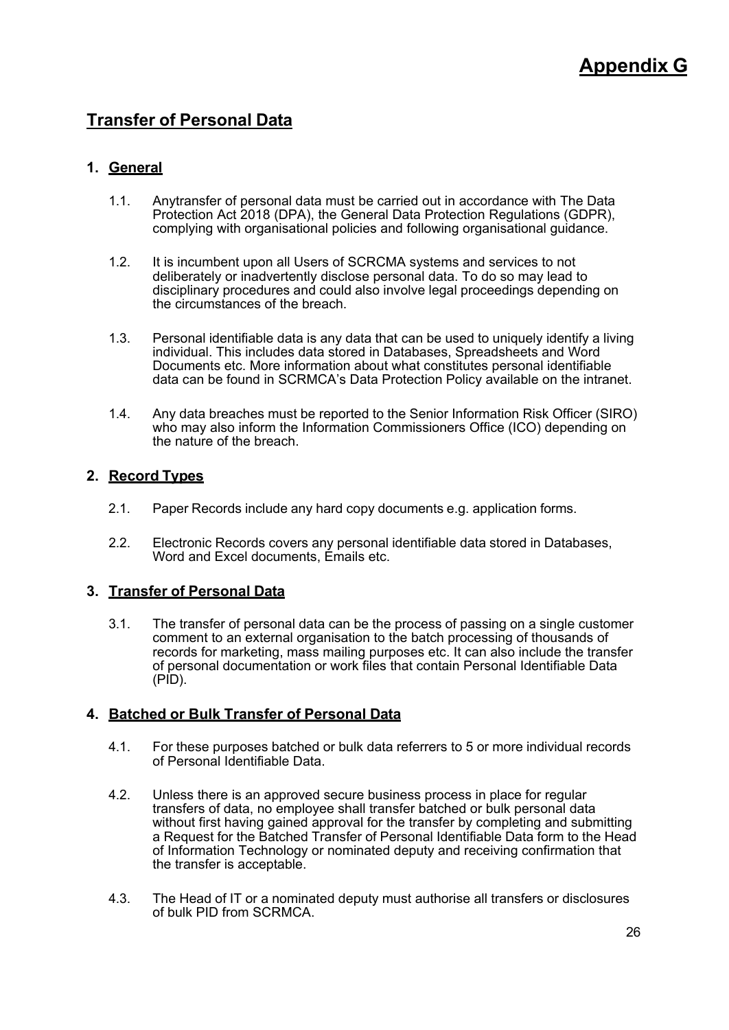# Appendix G

## Transfer of Personal Data

### 1. General

1.1. Anytransfer of personal data must be carried out in accordance with The Data Protection Act 2018 (DPA), the General Data Protection Regulations (GDPR), complying with organisational policies and following organisational guidance.

1.2. It is incumbent upon all Users of SCRCMA systems and services to not deliberately or inadvertently disclose personal data. To do so may lead to disciplinary procedures and could also involve legal proceedings depending on the circumstances of the breach.

1.3. Personal identifiable data is any data that can be used to uniquely identify a living individual. This includes data stored in Databases, Spreadsheets and Word Documents etc. More information about what constitutes personal identifiable data can be found in SCRMCA's Data Protection Policy available on the intranet.

1.4. Any data breaches must be reported to the Senior Information Risk Officer (SIRO) who may also inform the Information Commissioners Office (ICO) depending on the nature of the breach.

### 2. Record Types

2.1. Paper Records include any hard copy documents e.g. application forms.

2.2. Electronic Records covers any personal identifiable data stored in Databases, Word and Excel documents, Emails etc.

### 3. Transfer of Personal Data

3.1. The transfer of personal data can be the process of passing on a single customer comment to an external organisation to the batch processing of thousands of records for marketing, mass mailing purposes etc. It can also include the transfer of personal documentation or work files that contain Personal Identifiable Data (PID).

### 4. Batched or Bulk Transfer of Personal Data

4.1. For these purposes batched or bulk data referrers to 5 or more individual records of Personal Identifiable Data.

4.2. Unless there is an approved secure business process in place for regular transfers of data, no employee shall transfer batched or bulk personal data without first having gained approval for the transfer by completing and submitting a Request for the Batched Transfer of Personal Identifiable Data form to the Head of Information Technology or nominated deputy and receiving confirmation that the transfer is acceptable.

4.3. The Head of IT or a nominated deputy must authorise all transfers or disclosures of bulk PID from SCRMCA.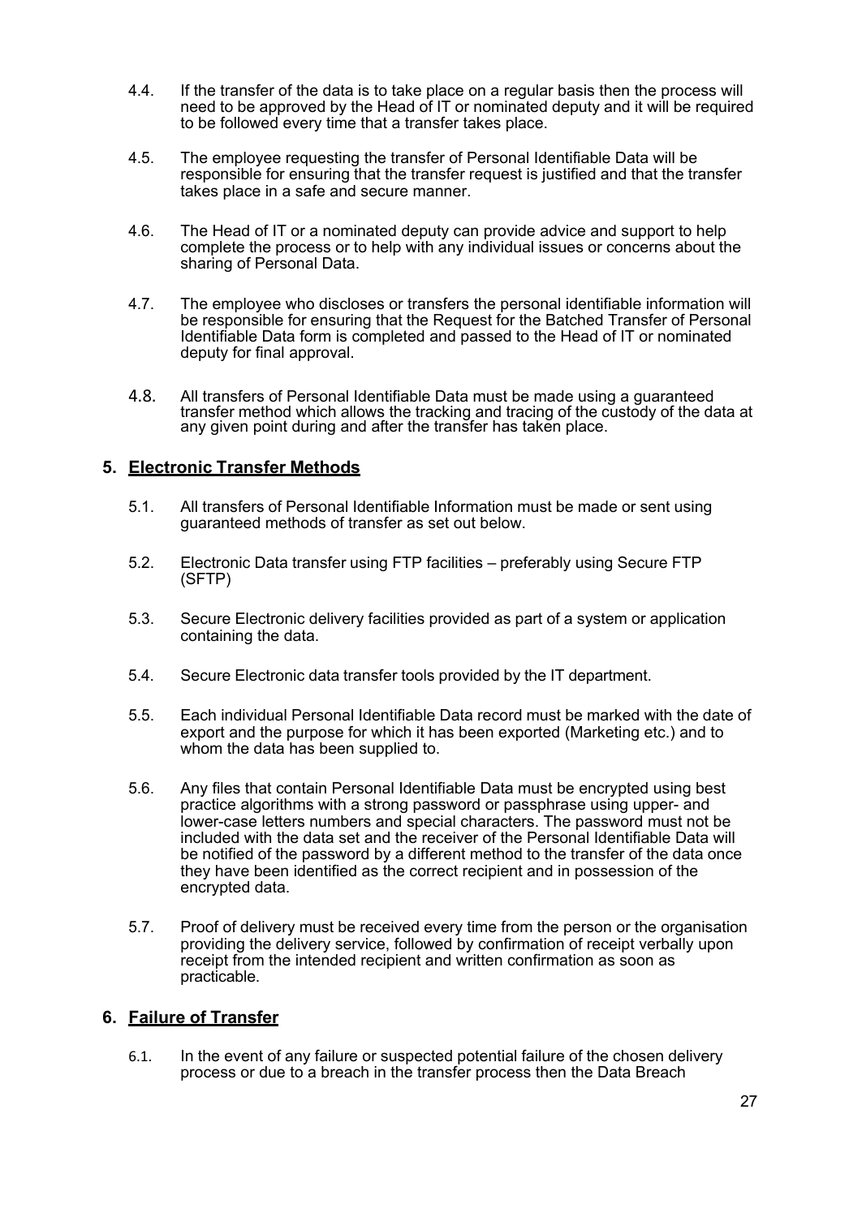4.4. If the transfer of the data is to take place on a regular basis then the process will need to be approved by the Head of IT or nominated deputy and it will be required to be followed every time that a transfer takes place.

4.5. The employee requesting the transfer of Personal Identifiable Data will be responsible for ensuring that the transfer request is justified and that the transfer takes place in a safe and secure manner.

4.6. The Head of IT or a nominated deputy can provide advice and support to help complete the process or to help with any individual issues or concerns about the sharing of Personal Data.

4.7. The employee who discloses or transfers the personal identifiable information will be responsible for ensuring that the Request for the Batched Transfer of Personal Identifiable Data form is completed and passed to the Head of IT or nominated deputy for final approval.

4.8. All transfers of Personal Identifiable Data must be made using a guaranteed transfer method which allows the tracking and tracing of the custody of the data at any given point during and after the transfer has taken place.

## 5. Electronic Transfer Methods

5.1. All transfers of Personal Identifiable Information must be made or sent using guaranteed methods of transfer as set out below.

5.2. Electronic Data transfer using FTP facilities – preferably using Secure FTP (SFTP)

5.3. Secure Electronic delivery facilities provided as part of a system or application containing the data.

5.4. Secure Electronic data transfer tools provided by the IT department.

5.5. Each individual Personal Identifiable Data record must be marked with the date of export and the purpose for which it has been exported (Marketing etc.) and to whom the data has been supplied to.

5.6. Any files that contain Personal Identifiable Data must be encrypted using best practice algorithms with a strong password or passphrase using upper- and lower-case letters numbers and special characters. The password must not be included with the data set and the receiver of the Personal Identifiable Data will be notified of the password by a different method to the transfer of the data once they have been identified as the correct recipient and in possession of the encrypted data.

5.7. Proof of delivery must be received every time from the person or the organisation providing the delivery service, followed by confirmation of receipt verbally upon receipt from the intended recipient and written confirmation as soon as practicable.

## 6. Failure of Transfer

6.1. In the event of any failure or suspected potential failure of the chosen delivery process or due to a breach in the transfer process then the Data Breach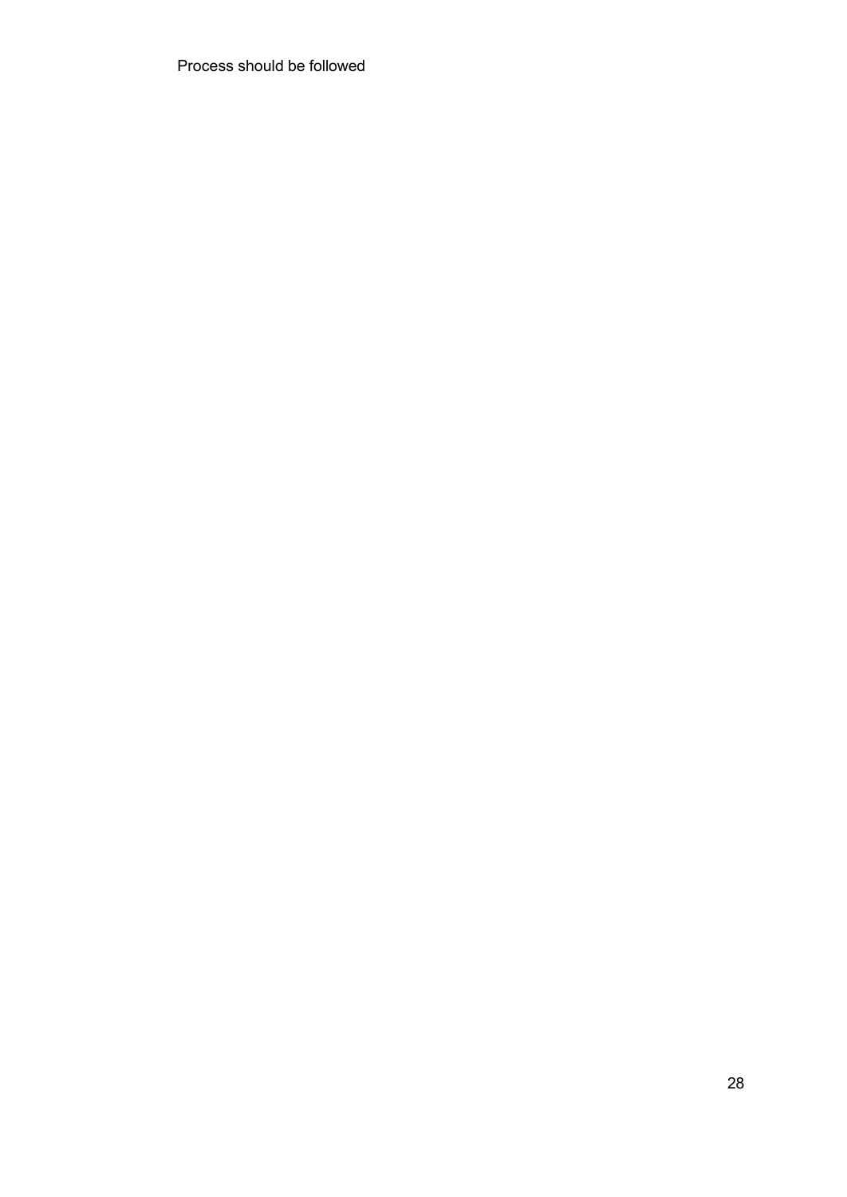Process should be followed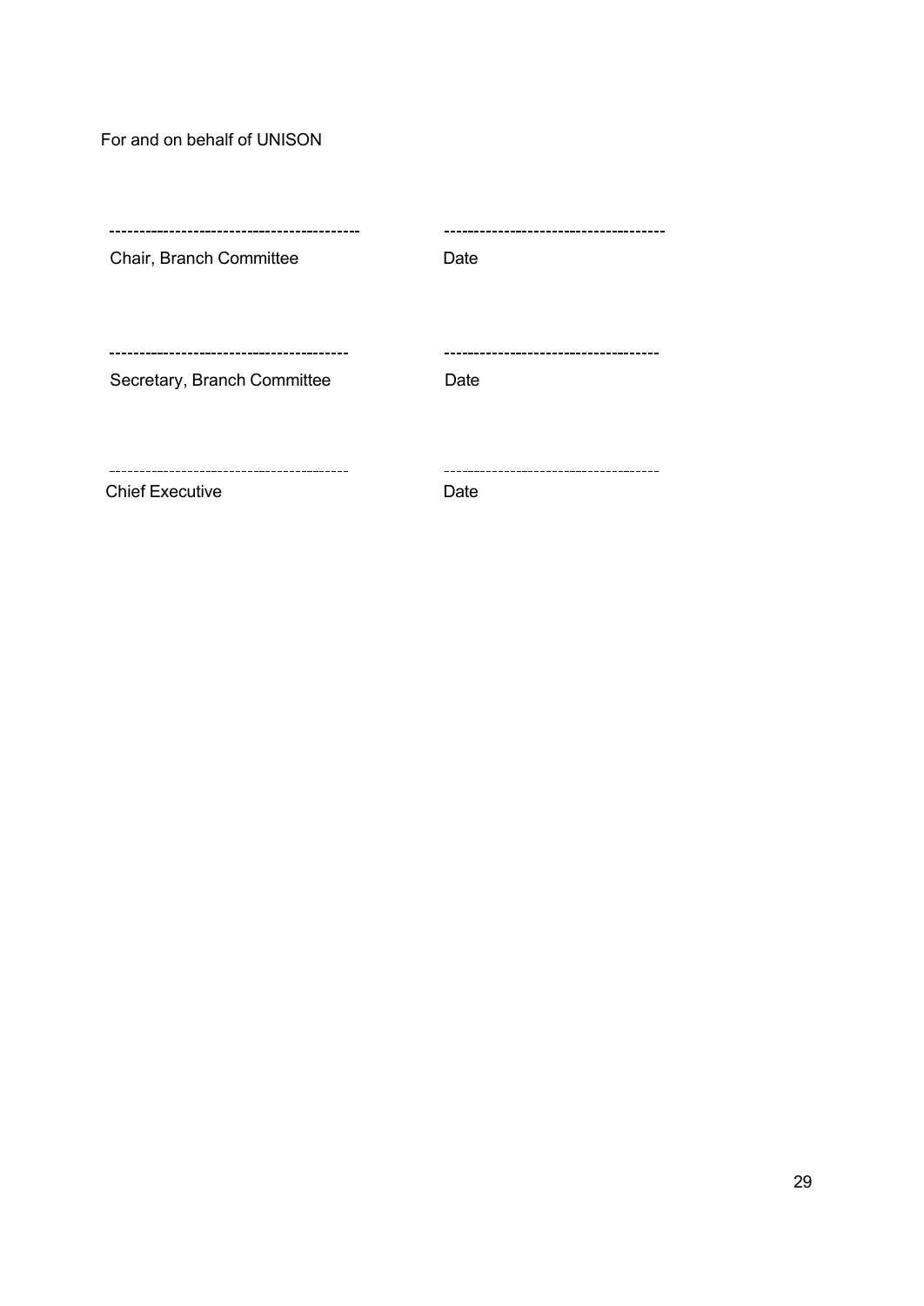For and on behalf of UNISON

| | |
|---|---|
| ------------------------------------------ | ------------------------------------- |
| Chair, Branch Committee | Date |
| ------------------------------------------ | ------------------------------------- |
| Secretary, Branch Committee | Date |
| ------------------------------------------ | ------------------------------------- |
| Chief Executive | Date |